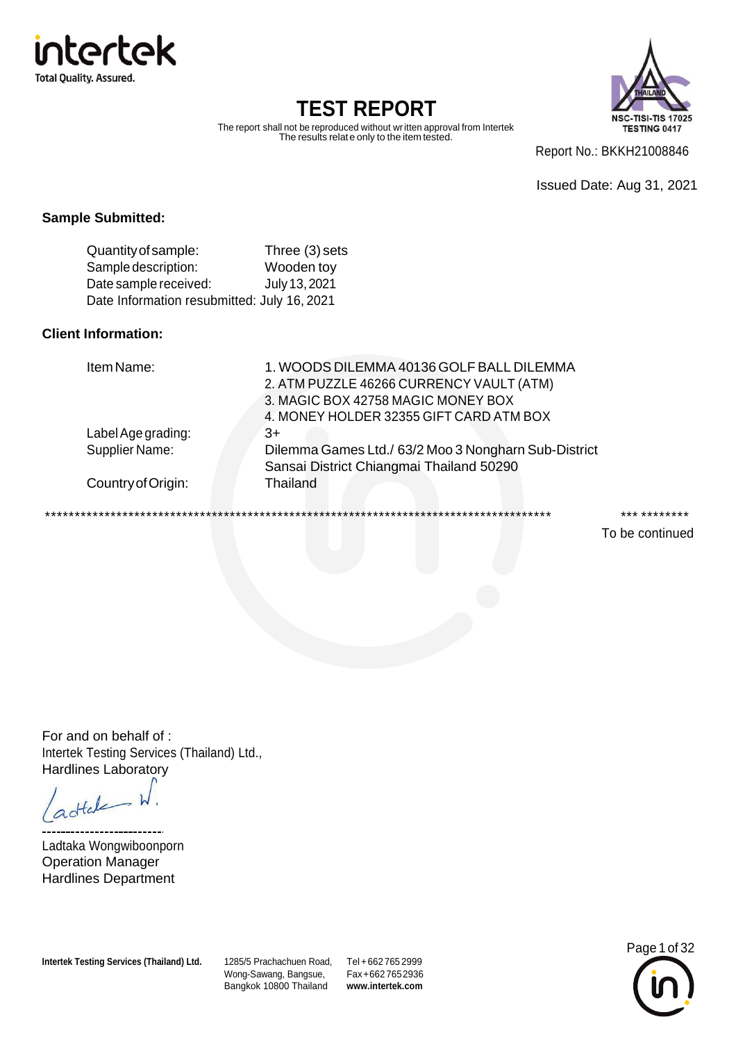# TEST REPORT

The report shall not be reproduced without written approval from Intertek
The results relate only to the item tested.

NSC-TISI-TIS 17025
TESTING 0417

Report No.: BKKH21008846

Issued Date: Aug 31, 2021

**Sample Submitted:**

| | |
|---|---|
| Quantity of sample: | Three (3) sets |
| Sample description: | Wooden toy |
| Date sample received: | July 13, 2021 |
| Date Information resubmitted: | July 16, 2021 |

**Client Information:**

| | |
|---|---|
| Item Name: | 1. WOODS DILEMMA 40136 GOLF BALL DILEMMA<br>2. ATM PUZZLE 46266 CURRENCY VAULT (ATM)<br>3. MAGIC BOX 42758 MAGIC MONEY BOX<br>4. MONEY HOLDER 32355 GIFT CARD ATM BOX |
| Label Age grading: | 3+ |
| Supplier Name: | Dilemma Games Ltd./ 63/2 Moo 3 Nongharn Sub-District Sansai District Chiangmai Thailand 50290 |
| Country of Origin: | Thailand |

***************************************************************************************** *** ********

To be continued

For and on behalf of :
Intertek Testing Services (Thailand) Ltd.,
Hardlines Laboratory

Ladtaka Wongwiboonporn
Operation Manager
Hardlines Department

**Intertek Testing Services (Thailand) Ltd.** 1285/5 Prachachuen Road, Wong-Sawang, Bangsue, Bangkok 10800 Thailand Tel +662 765 2999 Fax +662 765 2936 **www.intertek.com**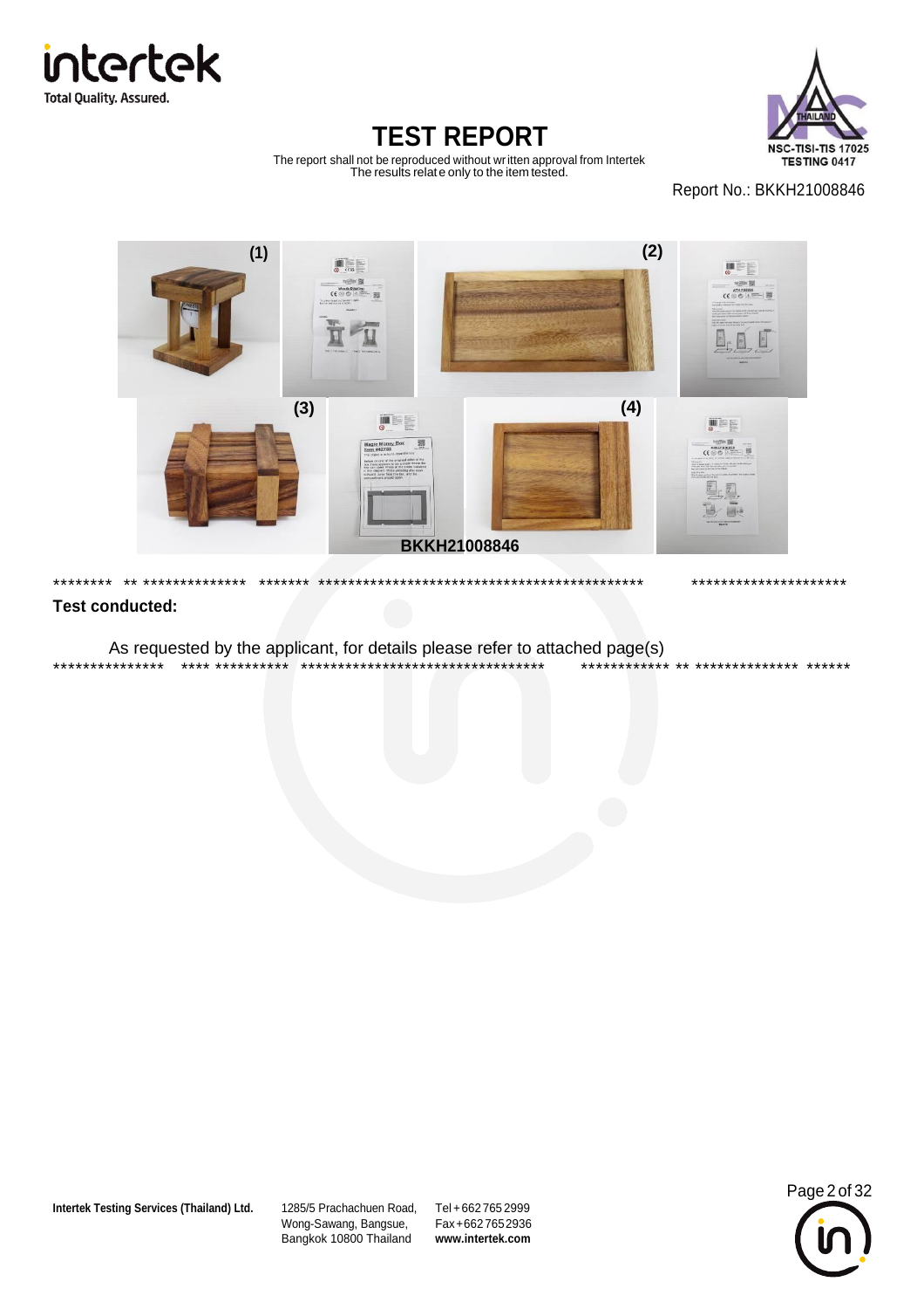# TEST REPORT

The report shall not be reproduced without written approval from Intertek
The results relate only to the item tested.

Report No.: BKKH21008846

(1) (2)

(3) (4)

BKKH21008846

******** ** ************** ******* ********************************************* *********************

**Test conducted:**

As requested by the applicant, for details please refer to attached page(s)

*************** **** ********** ********************************** ************ ** ************** ******

**Intertek Testing Services (Thailand) Ltd.** 1285/5 Prachachuen Road, Wong-Sawang, Bangsue, Bangkok 10800 Thailand Tel +662 765 2999 Fax +662 765 2936 **www.intertek.com**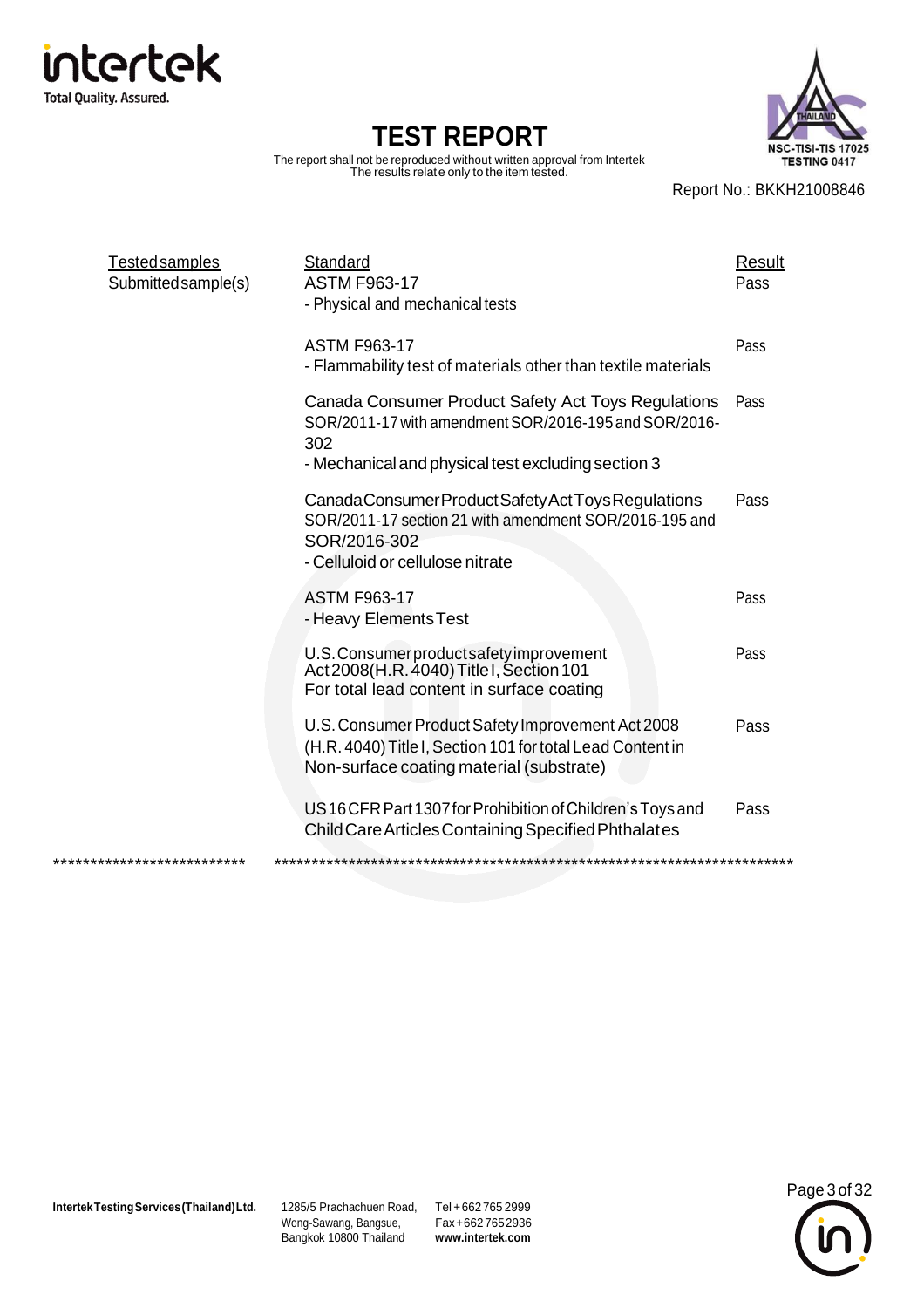# TEST REPORT

The report shall not be reproduced without written approval from Intertek
The results relate only to the item tested.

Report No.: BKKH21008846

| Tested samples | Standard | Result |
|---|---|---|
| Submitted sample(s) | ASTM F963-17<br>- Physical and mechanical tests | Pass |
| | ASTM F963-17<br>- Flammability test of materials other than textile materials | Pass |
| | Canada Consumer Product Safety Act Toys Regulations SOR/2011-17 with amendment SOR/2016-195 and SOR/2016-302<br>- Mechanical and physical test excluding section 3 | Pass |
| | Canada Consumer Product Safety Act Toys Regulations SOR/2011-17 section 21 with amendment SOR/2016-195 and SOR/2016-302<br>- Celluloid or cellulose nitrate | Pass |
| | ASTM F963-17<br>- Heavy Elements Test | Pass |
| | U.S. Consumer product safety improvement Act 2008(H.R. 4040) Title I, Section 101<br>For total lead content in surface coating | Pass |
| | U.S. Consumer Product Safety Improvement Act 2008 (H.R. 4040) Title I, Section 101 for total Lead Content in Non-surface coating material (substrate) | Pass |
| | US 16 CFR Part 1307 for Prohibition of Children's Toys and Child Care Articles Containing Specified Phthalates | Pass |

*************************** *************************************************************************

Intertek Testing Services (Thailand) Ltd. 1285/5 Prachachuen Road, Wong-Sawang, Bangsue, Bangkok 10800 Thailand Tel +662 765 2999 Fax +662 765 2936 www.intertek.com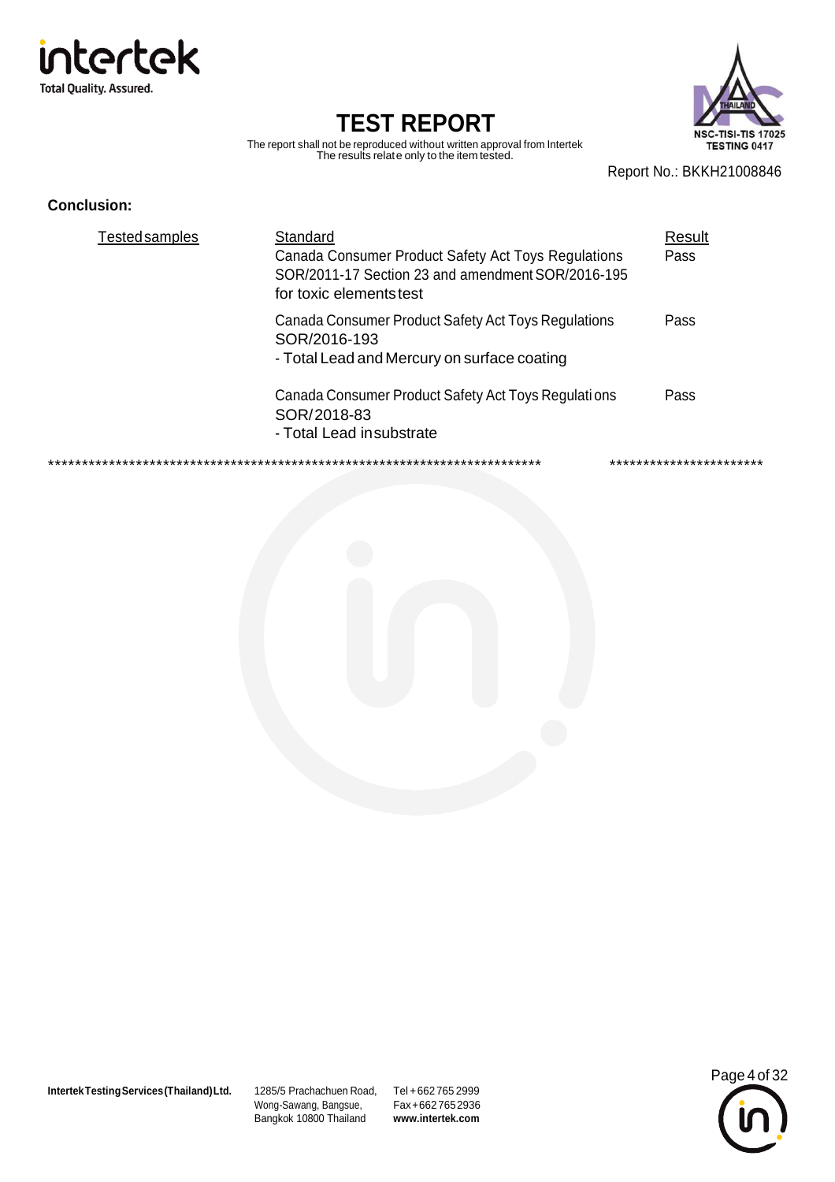**Conclusion:**

| Tested samples | Standard | Result |
|---|---|---|
| | Canada Consumer Product Safety Act Toys Regulations SOR/2011-17 Section 23 and amendment SOR/2016-195 for toxic elements test | Pass |
| | Canada Consumer Product Safety Act Toys Regulations SOR/2016-193 - Total Lead and Mercury on surface coating | Pass |
| | Canada Consumer Product Safety Act Toys Regulations SOR/2018-83 - Total Lead in substrate | Pass |

*************************************************************************** ***********************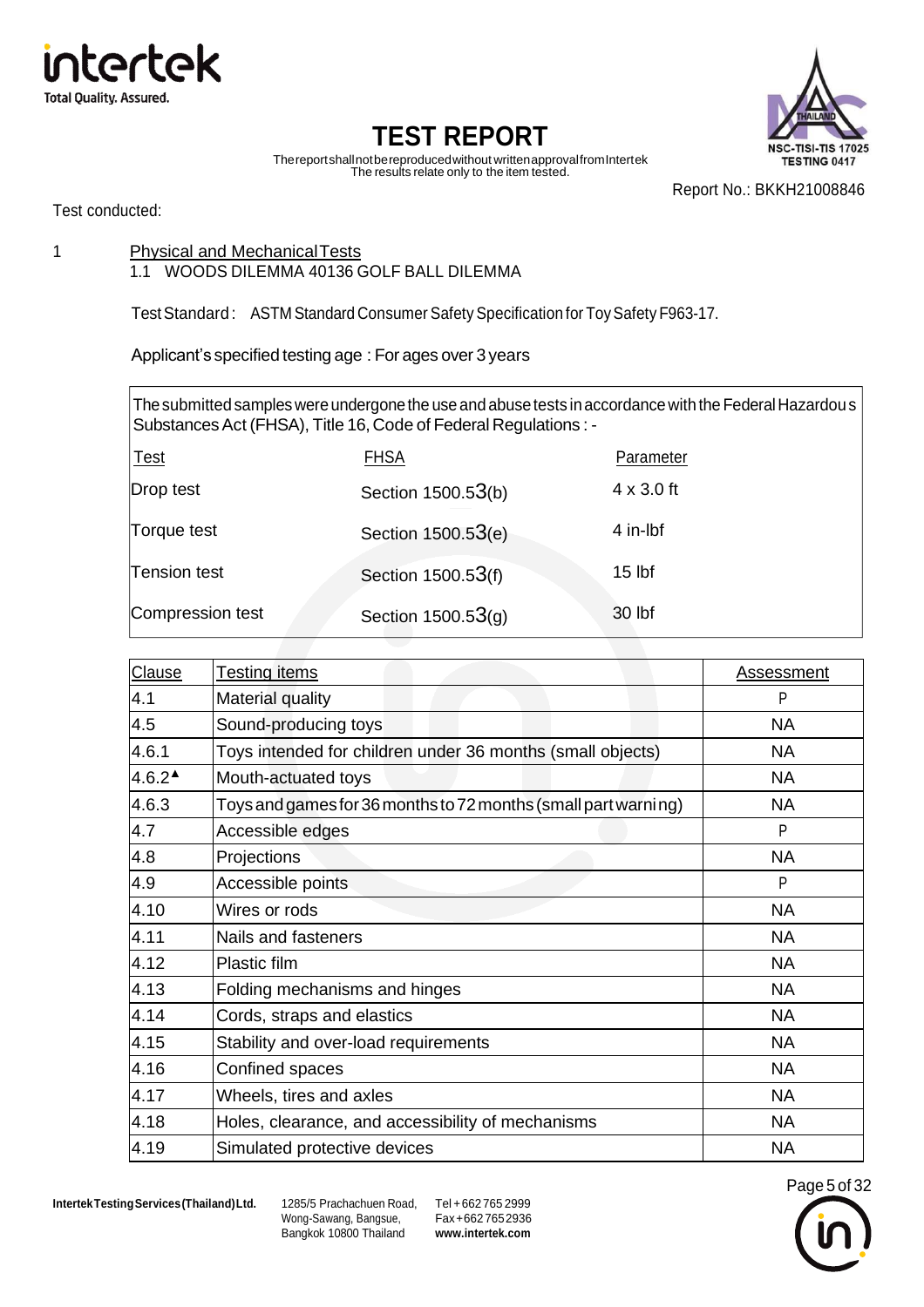# TEST REPORT

The report shall not be reproduced without written approval from Intertek
The results relate only to the item tested.

Report No.: BKKH21008846

Test conducted:

1 Physical and Mechanical Tests

1.1 WOODS DILEMMA 40136 GOLF BALL DILEMMA

Test Standard : ASTM Standard Consumer Safety Specification for Toy Safety F963-17.

Applicant's specified testing age : For ages over 3 years

The submitted samples were undergone the use and abuse tests in accordance with the Federal Hazardous Substances Act (FHSA), Title 16, Code of Federal Regulations : -

| Test | FHSA | Parameter |
|---|---|---|
| Drop test | Section 1500.53(b) | 4 x 3.0 ft |
| Torque test | Section 1500.53(e) | 4 in-lbf |
| Tension test | Section 1500.53(f) | 15 lbf |
| Compression test | Section 1500.53(g) | 30 lbf |

| Clause | Testing items | Assessment |
|---|---|---|
| 4.1 | Material quality | P |
| 4.5 | Sound-producing toys | NA |
| 4.6.1 | Toys intended for children under 36 months (small objects) | NA |
| 4.6.2▲ | Mouth-actuated toys | NA |
| 4.6.3 | Toys and games for 36 months to 72 months (small part warning) | NA |
| 4.7 | Accessible edges | P |
| 4.8 | Projections | NA |
| 4.9 | Accessible points | P |
| 4.10 | Wires or rods | NA |
| 4.11 | Nails and fasteners | NA |
| 4.12 | Plastic film | NA |
| 4.13 | Folding mechanisms and hinges | NA |
| 4.14 | Cords, straps and elastics | NA |
| 4.15 | Stability and over-load requirements | NA |
| 4.16 | Confined spaces | NA |
| 4.17 | Wheels, tires and axles | NA |
| 4.18 | Holes, clearance, and accessibility of mechanisms | NA |
| 4.19 | Simulated protective devices | NA |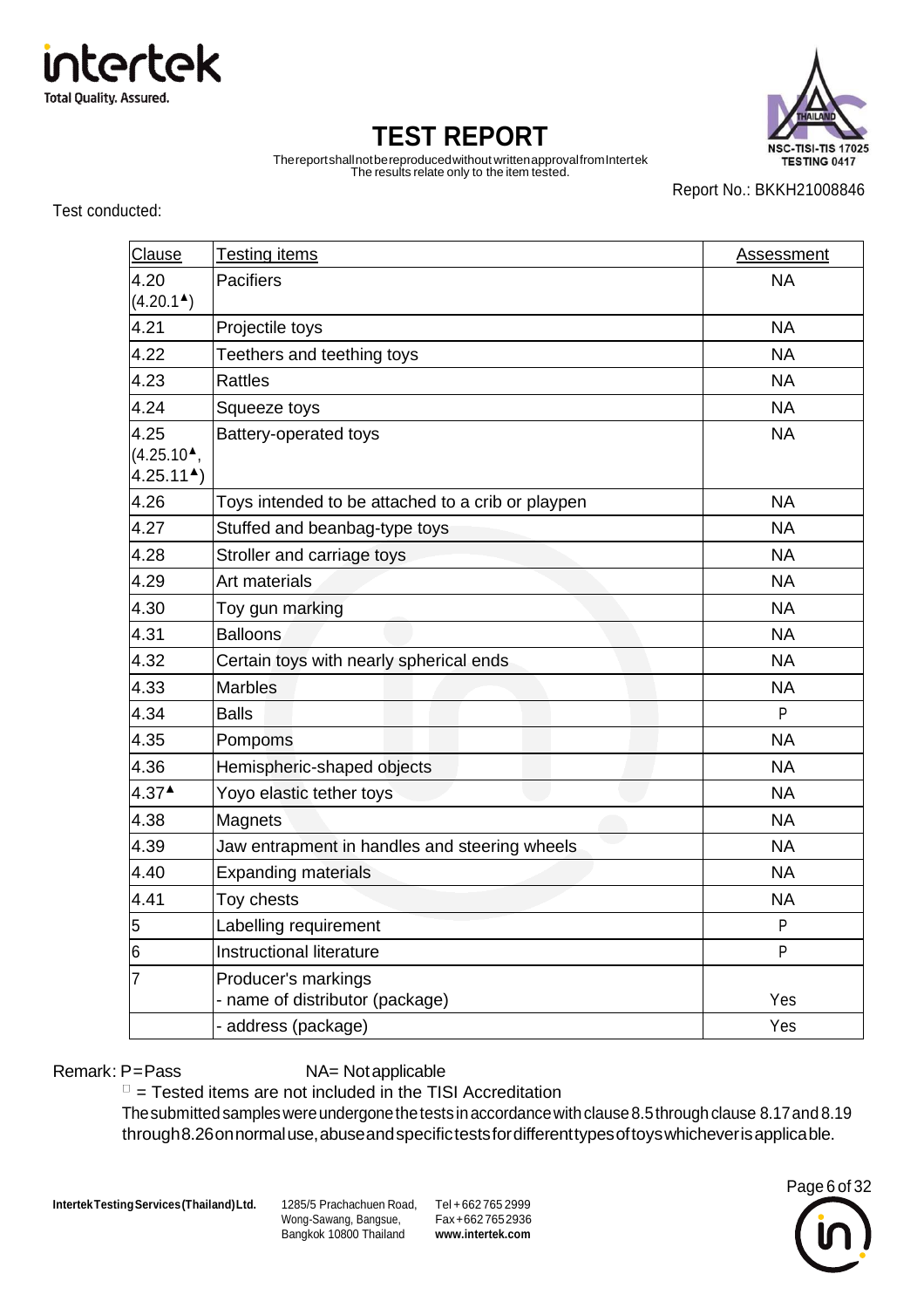# TEST REPORT

The report shall not be reproduced without written approval from Intertek
The results relate only to the item tested.

Report No.: BKKH21008846

Test conducted:

| Clause | Testing items | Assessment |
|---|---|---|
| 4.20 (4.20.1▲) | Pacifiers | NA |
| 4.21 | Projectile toys | NA |
| 4.22 | Teethers and teething toys | NA |
| 4.23 | Rattles | NA |
| 4.24 | Squeeze toys | NA |
| 4.25 (4.25.10▲, 4.25.11▲) | Battery-operated toys | NA |
| 4.26 | Toys intended to be attached to a crib or playpen | NA |
| 4.27 | Stuffed and beanbag-type toys | NA |
| 4.28 | Stroller and carriage toys | NA |
| 4.29 | Art materials | NA |
| 4.30 | Toy gun marking | NA |
| 4.31 | Balloons | NA |
| 4.32 | Certain toys with nearly spherical ends | NA |
| 4.33 | Marbles | NA |
| 4.34 | Balls | P |
| 4.35 | Pompoms | NA |
| 4.36 | Hemispheric-shaped objects | NA |
| 4.37▲ | Yoyo elastic tether toys | NA |
| 4.38 | Magnets | NA |
| 4.39 | Jaw entrapment in handles and steering wheels | NA |
| 4.40 | Expanding materials | NA |
| 4.41 | Toy chests | NA |
| 5 | Labelling requirement | P |
| 6 | Instructional literature | P |
| 7 | Producer's markings<br>- name of distributor (package) | Yes |
| | - address (package) | Yes |

Remark: P=Pass NA= Not applicable

▲ = Tested items are not included in the TISI Accreditation

The submitted samples were undergone the tests in accordance with clause 8.5 through clause 8.17 and 8.19 through 8.26 on normal use, abuse and specific tests for different types of toys whichever is applicable.

Intertek Testing Services (Thailand) Ltd. 1285/5 Prachachuen Road, Wong-Sawang, Bangsue, Bangkok 10800 Thailand Tel +662 765 2999 Fax +662 765 2936 www.intertek.com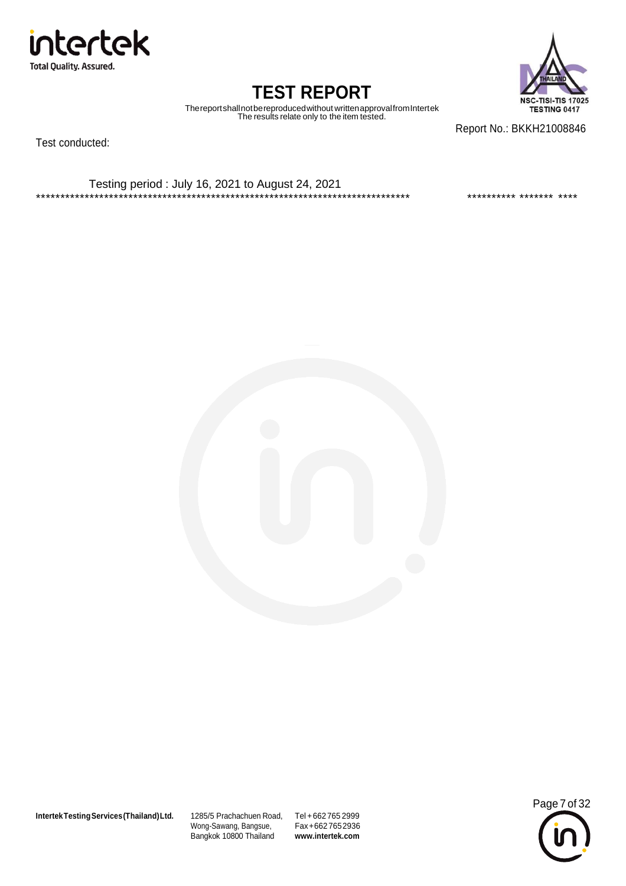# TEST REPORT

The report shall not be reproduced without written approval from Intertek
The results relate only to the item tested.

Report No.: BKKH21008846

Test conducted:

Testing period : July 16, 2021 to August 24, 2021

******************************************************************************* ********** ******* ****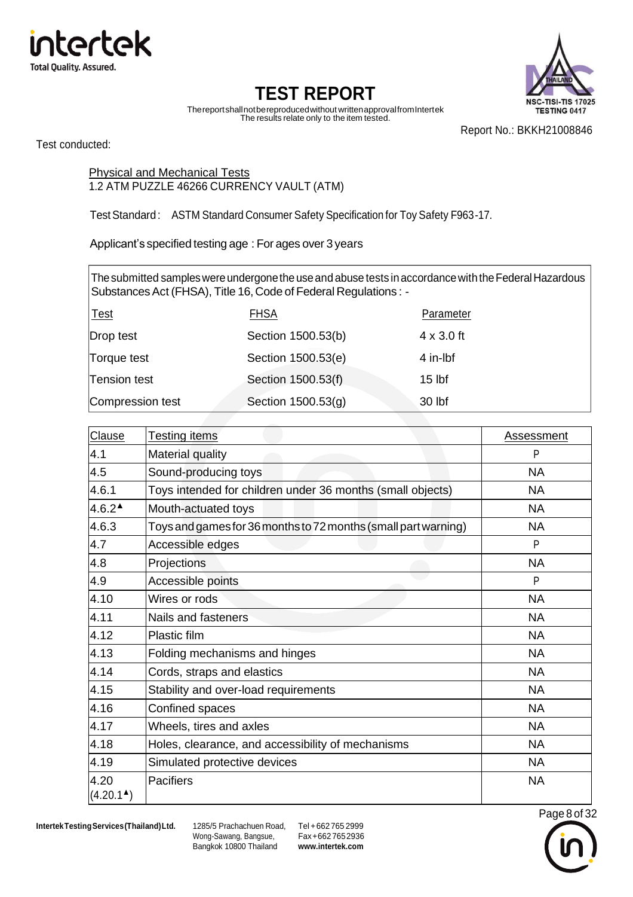# TEST REPORT

The report shall not be reproduced without written approval from Intertek
The results relate only to the item tested.

Report No.: BKKH21008846

Test conducted:

Physical and Mechanical Tests
1.2 ATM PUZZLE 46266 CURRENCY VAULT (ATM)

Test Standard : ASTM Standard Consumer Safety Specification for Toy Safety F963-17.

Applicant's specified testing age : For ages over 3 years

The submitted samples were undergone the use and abuse tests in accordance with the Federal Hazardous Substances Act (FHSA), Title 16, Code of Federal Regulations : -

| Test | FHSA | Parameter |
|---|---|---|
| Drop test | Section 1500.53(b) | 4 x 3.0 ft |
| Torque test | Section 1500.53(e) | 4 in-lbf |
| Tension test | Section 1500.53(f) | 15 lbf |
| Compression test | Section 1500.53(g) | 30 lbf |

| Clause | Testing items | Assessment |
|---|---|---|
| 4.1 | Material quality | P |
| 4.5 | Sound-producing toys | NA |
| 4.6.1 | Toys intended for children under 36 months (small objects) | NA |
| 4.6.2▲ | Mouth-actuated toys | NA |
| 4.6.3 | Toys and games for 36 months to 72 months (small part warning) | NA |
| 4.7 | Accessible edges | P |
| 4.8 | Projections | NA |
| 4.9 | Accessible points | P |
| 4.10 | Wires or rods | NA |
| 4.11 | Nails and fasteners | NA |
| 4.12 | Plastic film | NA |
| 4.13 | Folding mechanisms and hinges | NA |
| 4.14 | Cords, straps and elastics | NA |
| 4.15 | Stability and over-load requirements | NA |
| 4.16 | Confined spaces | NA |
| 4.17 | Wheels, tires and axles | NA |
| 4.18 | Holes, clearance, and accessibility of mechanisms | NA |
| 4.19 | Simulated protective devices | NA |
| 4.20 (4.20.1▲) | Pacifiers | NA |

Intertek Testing Services (Thailand) Ltd. 1285/5 Prachuchen Road, Wong-Sawang, Bangsue, Bangkok 10800 Thailand Tel +662 765 2999 Fax +662 765 2936 www.intertek.com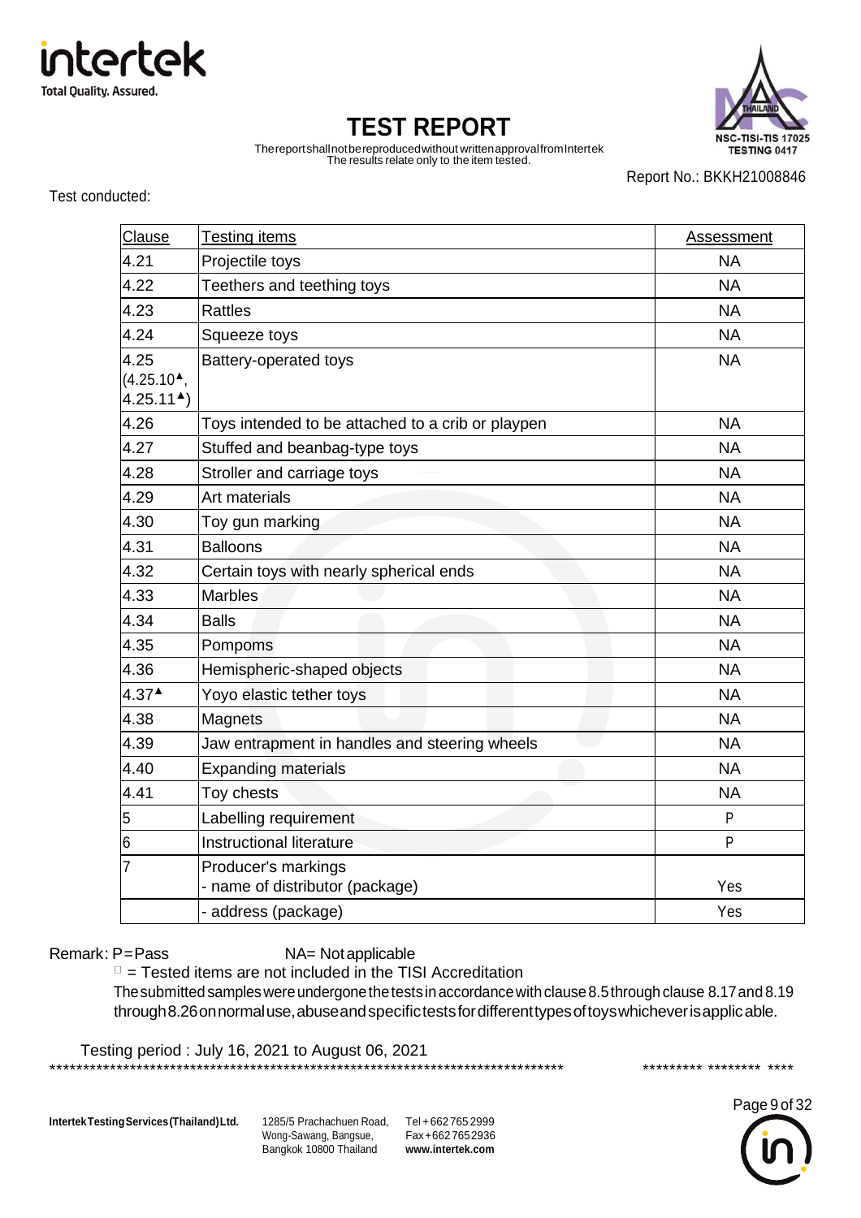# TEST REPORT

The report shall not be reproduced without written approval from Intertek
The results relate only to the item tested.

Report No.: BKKH21008846

Test conducted:

| Clause | Testing items | Assessment |
|---|---|---|
| 4.21 | Projectile toys | NA |
| 4.22 | Teethers and teething toys | NA |
| 4.23 | Rattles | NA |
| 4.24 | Squeeze toys | NA |
| 4.25 (4.25.10▲, 4.25.11▲) | Battery-operated toys | NA |
| 4.26 | Toys intended to be attached to a crib or playpen | NA |
| 4.27 | Stuffed and beanbag-type toys | NA |
| 4.28 | Stroller and carriage toys | NA |
| 4.29 | Art materials | NA |
| 4.30 | Toy gun marking | NA |
| 4.31 | Balloons | NA |
| 4.32 | Certain toys with nearly spherical ends | NA |
| 4.33 | Marbles | NA |
| 4.34 | Balls | NA |
| 4.35 | Pompoms | NA |
| 4.36 | Hemispheric-shaped objects | NA |
| 4.37▲ | Yoyo elastic tether toys | NA |
| 4.38 | Magnets | NA |
| 4.39 | Jaw entrapment in handles and steering wheels | NA |
| 4.40 | Expanding materials | NA |
| 4.41 | Toy chests | NA |
| 5 | Labelling requirement | P |
| 6 | Instructional literature | P |
| 7 | Producer's markings<br>- name of distributor (package) | Yes |
| | - address (package) | Yes |

Remark: P=Pass NA= Not applicable

▲ = Tested items are not included in the TISI Accreditation

The submitted samples were undergone the tests in accordance with clause 8.5 through clause 8.17 and 8.19 through 8.26 on normal use, abuse and specific tests for different types of toys whichever is applicable.

Testing period : July 16, 2021 to August 06, 2021

******************************************************************************** ********* ******** ****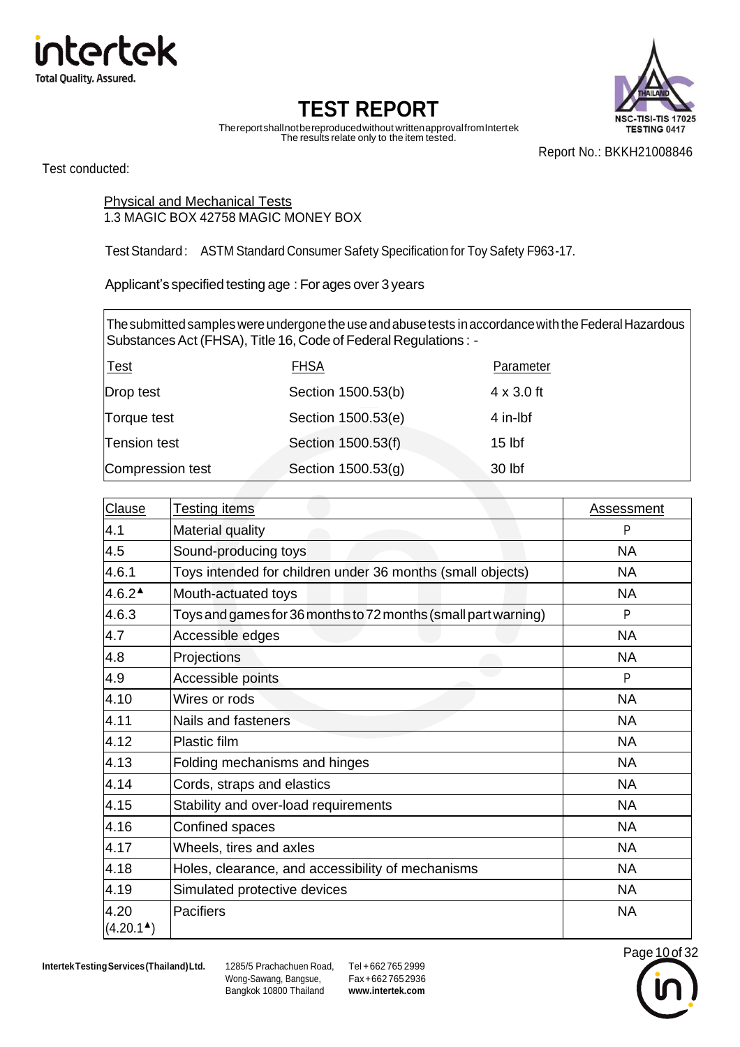# TEST REPORT

The report shall not be reproduced without written approval from Intertek
The results relate only to the item tested.

Report No.: BKKH21008846

Test conducted:

Physical and Mechanical Tests
1.3 MAGIC BOX 42758 MAGIC MONEY BOX

Test Standard : ASTM Standard Consumer Safety Specification for Toy Safety F963-17.

Applicant's specified testing age : For ages over 3 years

The submitted samples were undergone the use and abuse tests in accordance with the Federal Hazardous Substances Act (FHSA), Title 16, Code of Federal Regulations : -

| Test | FHSA | Parameter |
|---|---|---|
| Drop test | Section 1500.53(b) | 4 x 3.0 ft |
| Torque test | Section 1500.53(e) | 4 in-lbf |
| Tension test | Section 1500.53(f) | 15 lbf |
| Compression test | Section 1500.53(g) | 30 lbf |

| Clause | Testing items | Assessment |
|---|---|---|
| 4.1 | Material quality | P |
| 4.5 | Sound-producing toys | NA |
| 4.6.1 | Toys intended for children under 36 months (small objects) | NA |
| 4.6.2▲ | Mouth-actuated toys | NA |
| 4.6.3 | Toys and games for 36 months to 72 months (small part warning) | P |
| 4.7 | Accessible edges | NA |
| 4.8 | Projections | NA |
| 4.9 | Accessible points | P |
| 4.10 | Wires or rods | NA |
| 4.11 | Nails and fasteners | NA |
| 4.12 | Plastic film | NA |
| 4.13 | Folding mechanisms and hinges | NA |
| 4.14 | Cords, straps and elastics | NA |
| 4.15 | Stability and over-load requirements | NA |
| 4.16 | Confined spaces | NA |
| 4.17 | Wheels, tires and axles | NA |
| 4.18 | Holes, clearance, and accessibility of mechanisms | NA |
| 4.19 | Simulated protective devices | NA |
| 4.20 (4.20.1▲) | Pacifiers | NA |

Intertek Testing Services (Thailand) Ltd. 1285/5 Prachachuen Road, Wong-Sawang, Bangsue, Bangkok 10800 Thailand Tel +662 765 2999 Fax +662 765 2936 www.intertek.com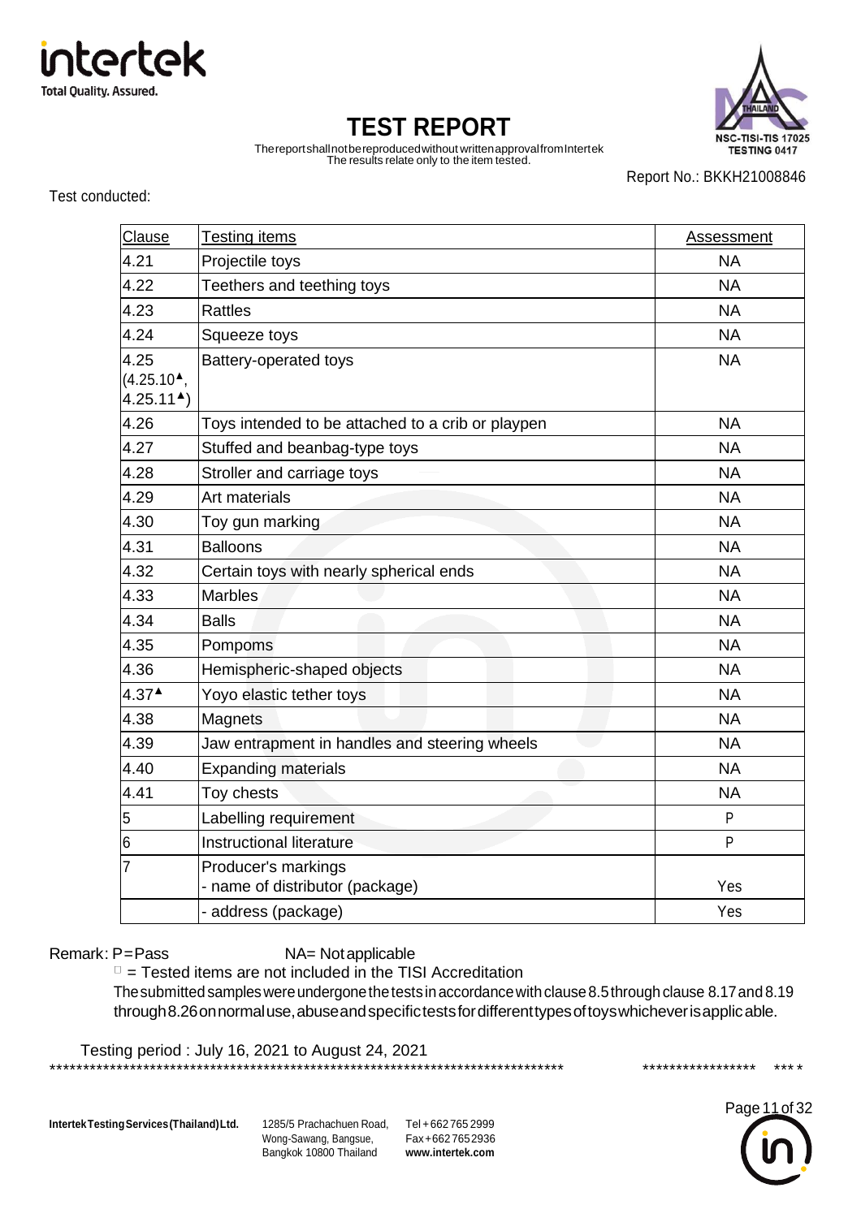# TEST REPORT

The report shall not be reproduced without written approval from Intertek
The results relate only to the item tested.

Report No.: BKKH21008846

Test conducted:

| Clause | Testing items | Assessment |
|---|---|---|
| 4.21 | Projectile toys | NA |
| 4.22 | Teethers and teething toys | NA |
| 4.23 | Rattles | NA |
| 4.24 | Squeeze toys | NA |
| 4.25 (4.25.10▲, 4.25.11▲) | Battery-operated toys | NA |
| 4.26 | Toys intended to be attached to a crib or playpen | NA |
| 4.27 | Stuffed and beanbag-type toys | NA |
| 4.28 | Stroller and carriage toys | NA |
| 4.29 | Art materials | NA |
| 4.30 | Toy gun marking | NA |
| 4.31 | Balloons | NA |
| 4.32 | Certain toys with nearly spherical ends | NA |
| 4.33 | Marbles | NA |
| 4.34 | Balls | NA |
| 4.35 | Pompoms | NA |
| 4.36 | Hemispheric-shaped objects | NA |
| 4.37▲ | Yoyo elastic tether toys | NA |
| 4.38 | Magnets | NA |
| 4.39 | Jaw entrapment in handles and steering wheels | NA |
| 4.40 | Expanding materials | NA |
| 4.41 | Toy chests | NA |
| 5 | Labelling requirement | P |
| 6 | Instructional literature | P |
| 7 | Producer's markings<br>- name of distributor (package) | Yes |
| | - address (package) | Yes |

Remark: P=Pass NA= Not applicable

▲ = Tested items are not included in the TISI Accreditation

The submitted samples were undergone the tests in accordance with clause 8.5 through clause 8.17 and 8.19 through 8.26 on normal use, abuse and specific tests for different types of toys whichever is applicable.

Testing period : July 16, 2021 to August 24, 2021

Intertek Testing Services (Thailand) Ltd. 1285/5 Prachachuen Road, Wong-Sawang, Bangsue, Bangkok 10800 Thailand Tel +662 765 2999 Fax +662 765 2936 www.intertek.com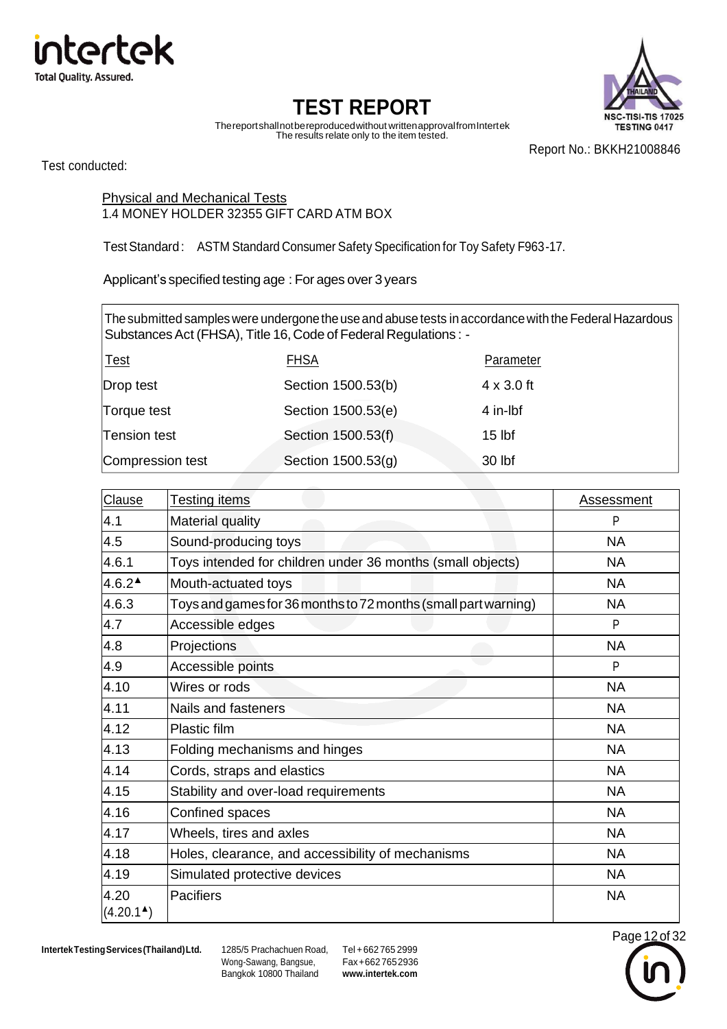# TEST REPORT

The report shall not be reproduced without written approval from Intertek
The results relate only to the item tested.

Report No.: BKKH21008846

Test conducted:

Physical and Mechanical Tests
1.4 MONEY HOLDER 32355 GIFT CARD ATM BOX

Test Standard : ASTM Standard Consumer Safety Specification for Toy Safety F963-17.

Applicant's specified testing age : For ages over 3 years

The submitted samples were undergone the use and abuse tests in accordance with the Federal Hazardous Substances Act (FHSA), Title 16, Code of Federal Regulations : -

| Test | FHSA | Parameter |
|---|---|---|
| Drop test | Section 1500.53(b) | 4 x 3.0 ft |
| Torque test | Section 1500.53(e) | 4 in-lbf |
| Tension test | Section 1500.53(f) | 15 lbf |
| Compression test | Section 1500.53(g) | 30 lbf |

| Clause | Testing items | Assessment |
|---|---|---|
| 4.1 | Material quality | P |
| 4.5 | Sound-producing toys | NA |
| 4.6.1 | Toys intended for children under 36 months (small objects) | NA |
| 4.6.2▲ | Mouth-actuated toys | NA |
| 4.6.3 | Toys and games for 36 months to 72 months (small part warning) | NA |
| 4.7 | Accessible edges | P |
| 4.8 | Projections | NA |
| 4.9 | Accessible points | P |
| 4.10 | Wires or rods | NA |
| 4.11 | Nails and fasteners | NA |
| 4.12 | Plastic film | NA |
| 4.13 | Folding mechanisms and hinges | NA |
| 4.14 | Cords, straps and elastics | NA |
| 4.15 | Stability and over-load requirements | NA |
| 4.16 | Confined spaces | NA |
| 4.17 | Wheels, tires and axles | NA |
| 4.18 | Holes, clearance, and accessibility of mechanisms | NA |
| 4.19 | Simulated protective devices | NA |
| 4.20 (4.20.1▲) | Pacifiers | NA |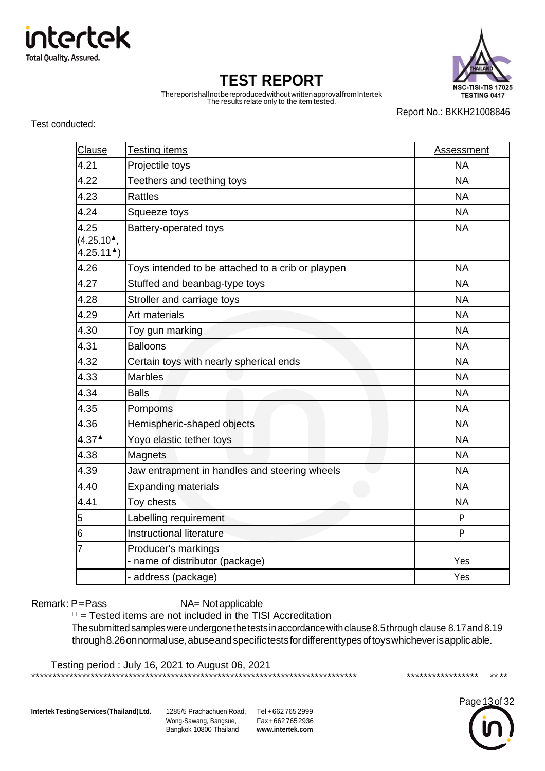# TEST REPORT

The report shall not be reproduced without written approval from Intertek
The results relate only to the item tested.

Report No.: BKKH21008846

Test conducted:

| Clause | Testing items | Assessment |
|---|---|---|
| 4.21 | Projectile toys | NA |
| 4.22 | Teethers and teething toys | NA |
| 4.23 | Rattles | NA |
| 4.24 | Squeeze toys | NA |
| 4.25 (4.25.10▲, 4.25.11▲) | Battery-operated toys | NA |
| 4.26 | Toys intended to be attached to a crib or playpen | NA |
| 4.27 | Stuffed and beanbag-type toys | NA |
| 4.28 | Stroller and carriage toys | NA |
| 4.29 | Art materials | NA |
| 4.30 | Toy gun marking | NA |
| 4.31 | Balloons | NA |
| 4.32 | Certain toys with nearly spherical ends | NA |
| 4.33 | Marbles | NA |
| 4.34 | Balls | NA |
| 4.35 | Pompoms | NA |
| 4.36 | Hemispheric-shaped objects | NA |
| 4.37▲ | Yoyo elastic tether toys | NA |
| 4.38 | Magnets | NA |
| 4.39 | Jaw entrapment in handles and steering wheels | NA |
| 4.40 | Expanding materials | NA |
| 4.41 | Toy chests | NA |
| 5 | Labelling requirement | P |
| 6 | Instructional literature | P |
| 7 | Producer's markings<br>- name of distributor (package) | Yes |
|  | - address (package) | Yes |

Remark: P=Pass NA= Not applicable
▲ = Tested items are not included in the TISI Accreditation
The submitted samples were undergone the tests in accordance with clause 8.5 through clause 8.17 and 8.19 through 8.26 on normal use, abuse and specific tests for different types of toys whichever is applicable.

Testing period : July 16, 2021 to August 06, 2021

Intertek Testing Services (Thailand) Ltd. 1285/5 Prachachuen Road, Wong-Sawang, Bangsue, Bangkok 10800 Thailand Tel +662 765 2999 Fax +662 765 2936 www.intertek.com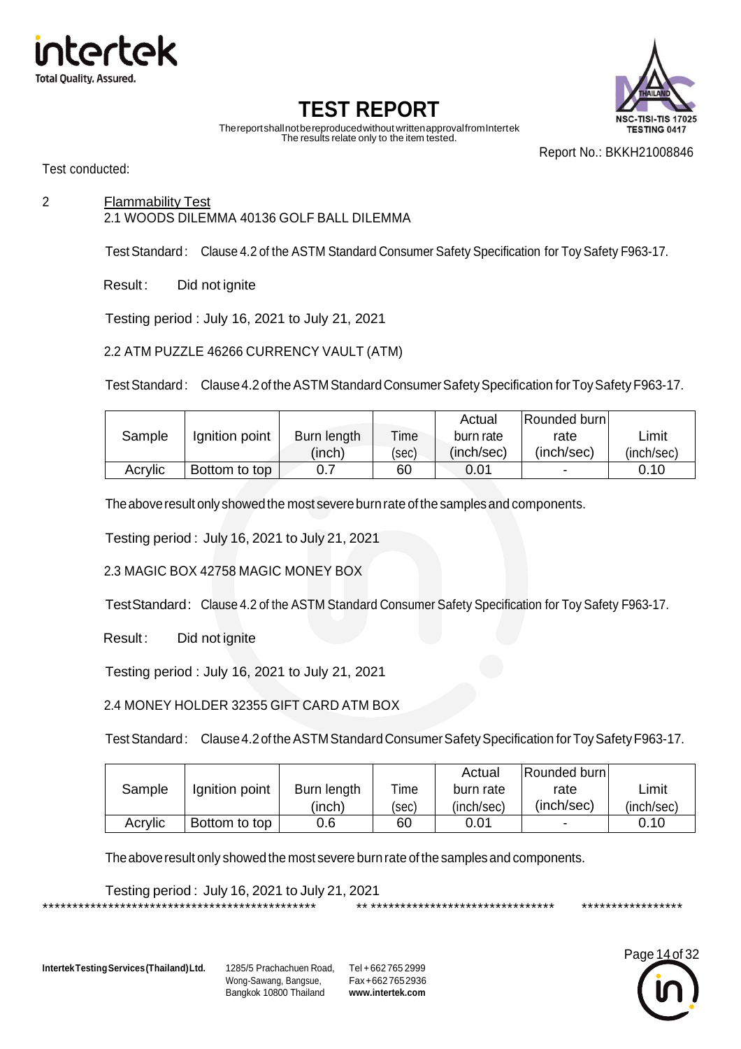# TEST REPORT

The report shall not be reproduced without written approval from Intertek
The results relate only to the item tested.

Report No.: BKKH21008846

Test conducted:

2 Flammability Test

2.1 WOODS DILEMMA 40136 GOLF BALL DILEMMA

Test Standard : Clause 4.2 of the ASTM Standard Consumer Safety Specification for Toy Safety F963-17.

Result : Did not ignite

Testing period : July 16, 2021 to July 21, 2021

2.2 ATM PUZZLE 46266 CURRENCY VAULT (ATM)

Test Standard : Clause 4.2 of the ASTM Standard Consumer Safety Specification for Toy Safety F963-17.

| Sample | Ignition point | Burn length (inch) | Time (sec) | Actual burn rate (inch/sec) | Rounded burn rate (inch/sec) | Limit (inch/sec) |
|---|---|---|---|---|---|---|
| Acrylic | Bottom to top | 0.7 | 60 | 0.01 | - | 0.10 |

The above result only showed the most severe burn rate of the samples and components.

Testing period : July 16, 2021 to July 21, 2021

2.3 MAGIC BOX 42758 MAGIC MONEY BOX

Test Standard : Clause 4.2 of the ASTM Standard Consumer Safety Specification for Toy Safety F963-17.

Result : Did not ignite

Testing period : July 16, 2021 to July 21, 2021

2.4 MONEY HOLDER 32355 GIFT CARD ATM BOX

Test Standard : Clause 4.2 of the ASTM Standard Consumer Safety Specification for Toy Safety F963-17.

| Sample | Ignition point | Burn length (inch) | Time (sec) | Actual burn rate (inch/sec) | Rounded burn rate (inch/sec) | Limit (inch/sec) |
|---|---|---|---|---|---|---|
| Acrylic | Bottom to top | 0.6 | 60 | 0.01 | - | 0.10 |

The above result only showed the most severe burn rate of the samples and components.

Testing period : July 16, 2021 to July 21, 2021

************************************************ ** ******************************** *****************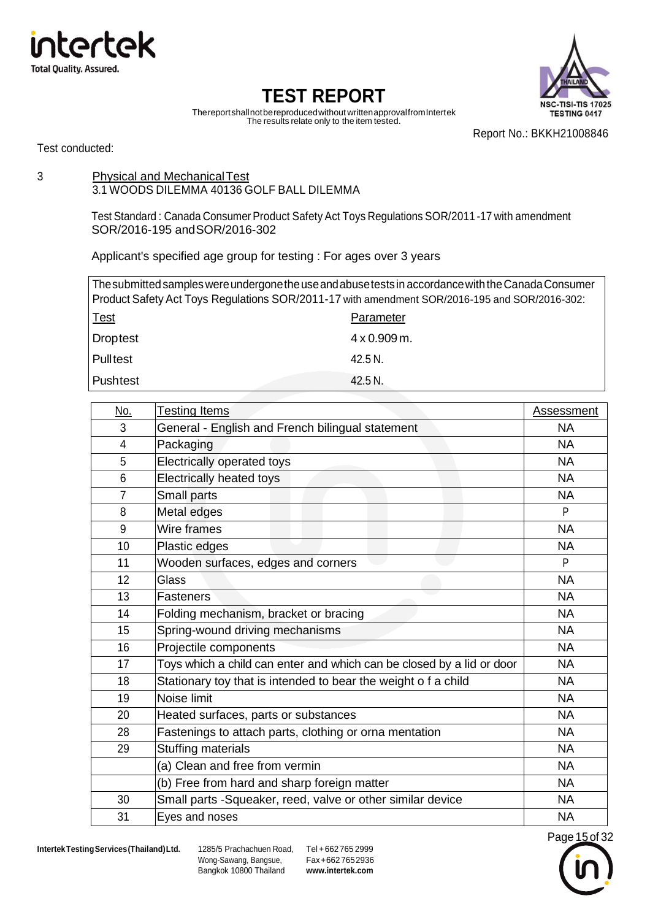# TEST REPORT

The report shall not be reproduced without written approval from Intertek
The results relate only to the item tested.

Report No.: BKKH21008846

Test conducted:

3 Physical and Mechanical Test
3.1 WOODS DILEMMA 40136 GOLF BALL DILEMMA

Test Standard : Canada Consumer Product Safety Act Toys Regulations SOR/2011-17 with amendment SOR/2016-195 and SOR/2016-302

Applicant's specified age group for testing : For ages over 3 years

The submitted samples were undergone the use and abuse tests in accordance with the Canada Consumer Product Safety Act Toys Regulations SOR/2011-17 with amendment SOR/2016-195 and SOR/2016-302:

| Test | Parameter |
|---|---|
| Drop test | 4 x 0.909 m. |
| Pull test | 42.5 N. |
| Push test | 42.5 N. |

| No. | Testing Items | Assessment |
|---|---|---|
| 3 | General - English and French bilingual statement | NA |
| 4 | Packaging | NA |
| 5 | Electrically operated toys | NA |
| 6 | Electrically heated toys | NA |
| 7 | Small parts | NA |
| 8 | Metal edges | P |
| 9 | Wire frames | NA |
| 10 | Plastic edges | NA |
| 11 | Wooden surfaces, edges and corners | P |
| 12 | Glass | NA |
| 13 | Fasteners | NA |
| 14 | Folding mechanism, bracket or bracing | NA |
| 15 | Spring-wound driving mechanisms | NA |
| 16 | Projectile components | NA |
| 17 | Toys which a child can enter and which can be closed by a lid or door | NA |
| 18 | Stationary toy that is intended to bear the weight o f a child | NA |
| 19 | Noise limit | NA |
| 20 | Heated surfaces, parts or substances | NA |
| 28 | Fastenings to attach parts, clothing or orna mentation | NA |
| 29 | Stuffing materials | NA |
| | (a) Clean and free from vermin | NA |
| | (b) Free from hard and sharp foreign matter | NA |
| 30 | Small parts -Squeaker, reed, valve or other similar device | NA |
| 31 | Eyes and noses | NA |

**Intertek Testing Services (Thailand) Ltd.** 1285/5 Prachachuen Road, Wong-Sawang, Bangsue, Bangkok 10800 Thailand Tel +662 765 2999 Fax +662 765 2936 **www.intertek.com**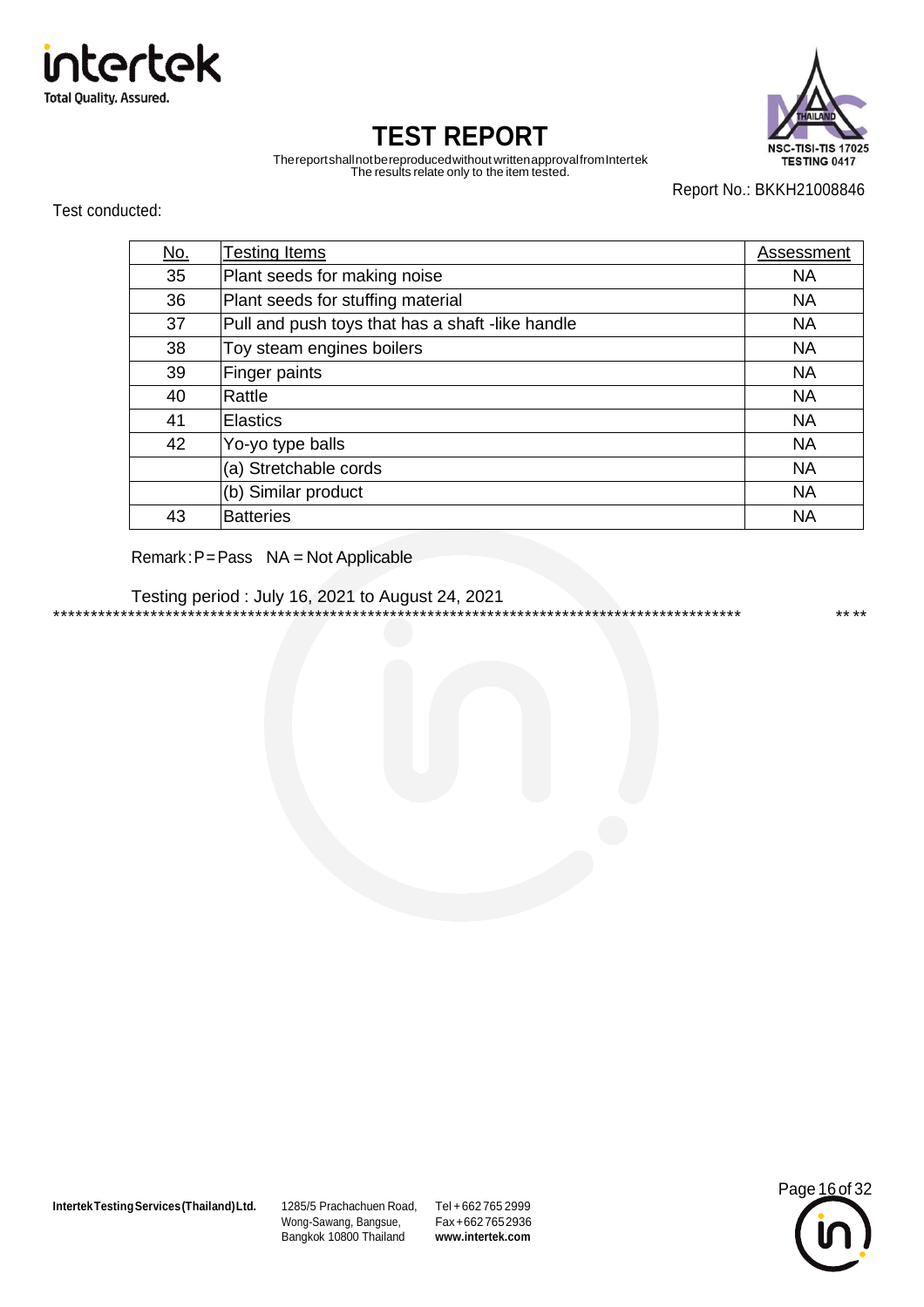# TEST REPORT

The report shall not be reproduced without written approval from Intertek
The results relate only to the item tested.

Report No.: BKKH21008846

Test conducted:

| No. | Testing Items | Assessment |
|---|---|---|
| 35 | Plant seeds for making noise | NA |
| 36 | Plant seeds for stuffing material | NA |
| 37 | Pull and push toys that has a shaft -like handle | NA |
| 38 | Toy steam engines boilers | NA |
| 39 | Finger paints | NA |
| 40 | Rattle | NA |
| 41 | Elastics | NA |
| 42 | Yo-yo type balls | NA |
| | (a) Stretchable cords | NA |
| | (b) Similar product | NA |
| 43 | Batteries | NA |

Remark : P = Pass   NA = Not Applicable

Testing period : July 16, 2021 to August 24, 2021

*********************************************************************************************** ** **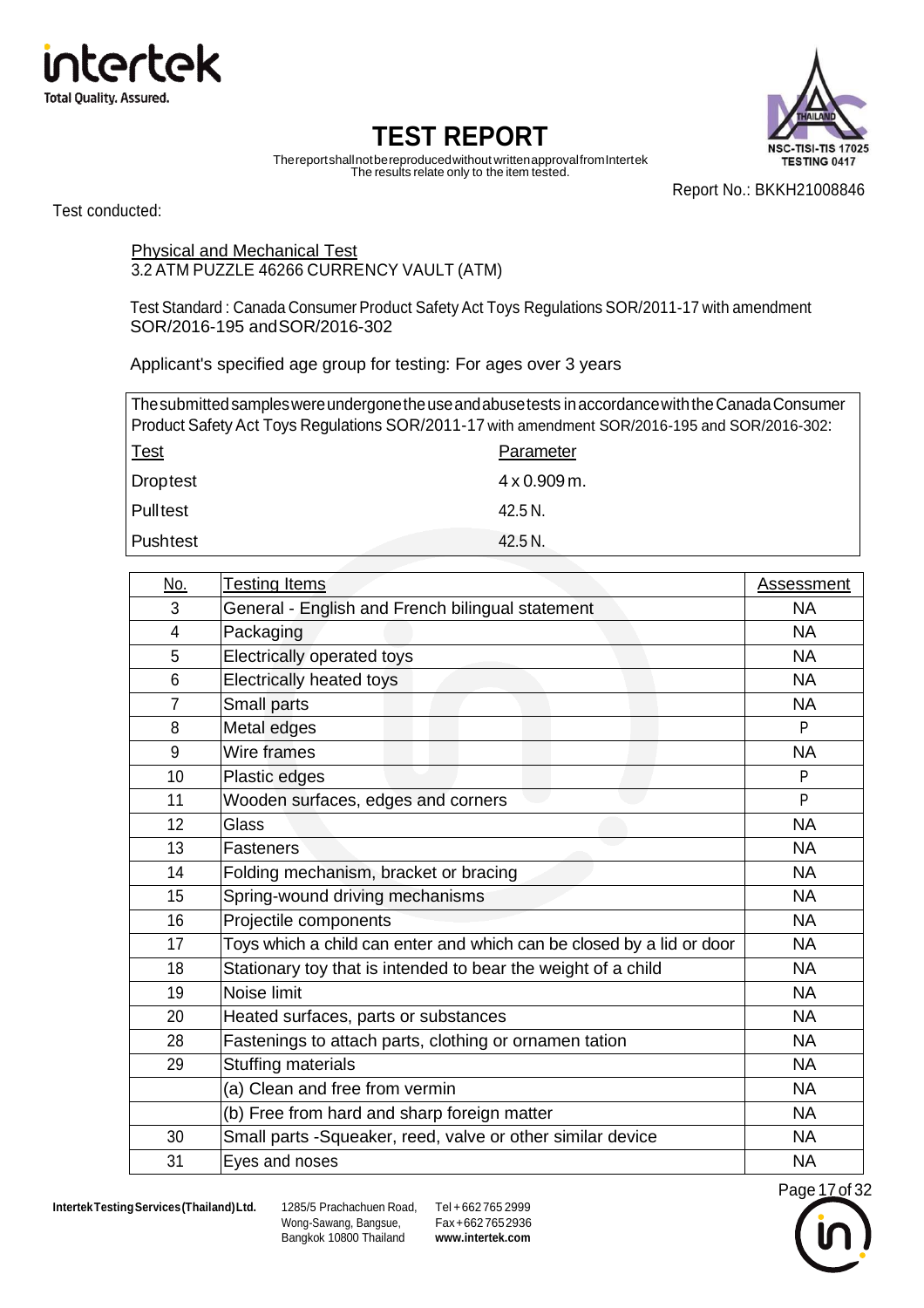# TEST REPORT

The report shall not be reproduced without written approval from Intertek
The results relate only to the item tested.

Report No.: BKKH21008846

Test conducted:

Physical and Mechanical Test
3.2 ATM PUZZLE 46266 CURRENCY VAULT (ATM)

Test Standard : Canada Consumer Product Safety Act Toys Regulations SOR/2011-17 with amendment SOR/2016-195 and SOR/2016-302

Applicant's specified age group for testing: For ages over 3 years

The submitted samples were undergone the use and abuse tests in accordance with the Canada Consumer Product Safety Act Toys Regulations SOR/2011-17 with amendment SOR/2016-195 and SOR/2016-302:

| Test | Parameter |
|---|---|
| Drop test | 4 x 0.909 m. |
| Pull test | 42.5 N. |
| Push test | 42.5 N. |

| No. | Testing Items | Assessment |
|---|---|---|
| 3 | General - English and French bilingual statement | NA |
| 4 | Packaging | NA |
| 5 | Electrically operated toys | NA |
| 6 | Electrically heated toys | NA |
| 7 | Small parts | NA |
| 8 | Metal edges | P |
| 9 | Wire frames | NA |
| 10 | Plastic edges | P |
| 11 | Wooden surfaces, edges and corners | P |
| 12 | Glass | NA |
| 13 | Fasteners | NA |
| 14 | Folding mechanism, bracket or bracing | NA |
| 15 | Spring-wound driving mechanisms | NA |
| 16 | Projectile components | NA |
| 17 | Toys which a child can enter and which can be closed by a lid or door | NA |
| 18 | Stationary toy that is intended to bear the weight of a child | NA |
| 19 | Noise limit | NA |
| 20 | Heated surfaces, parts or substances | NA |
| 28 | Fastenings to attach parts, clothing or ornamen tation | NA |
| 29 | Stuffing materials | NA |
| | (a) Clean and free from vermin | NA |
| | (b) Free from hard and sharp foreign matter | NA |
| 30 | Small parts -Squeaker, reed, valve or other similar device | NA |
| 31 | Eyes and noses | NA |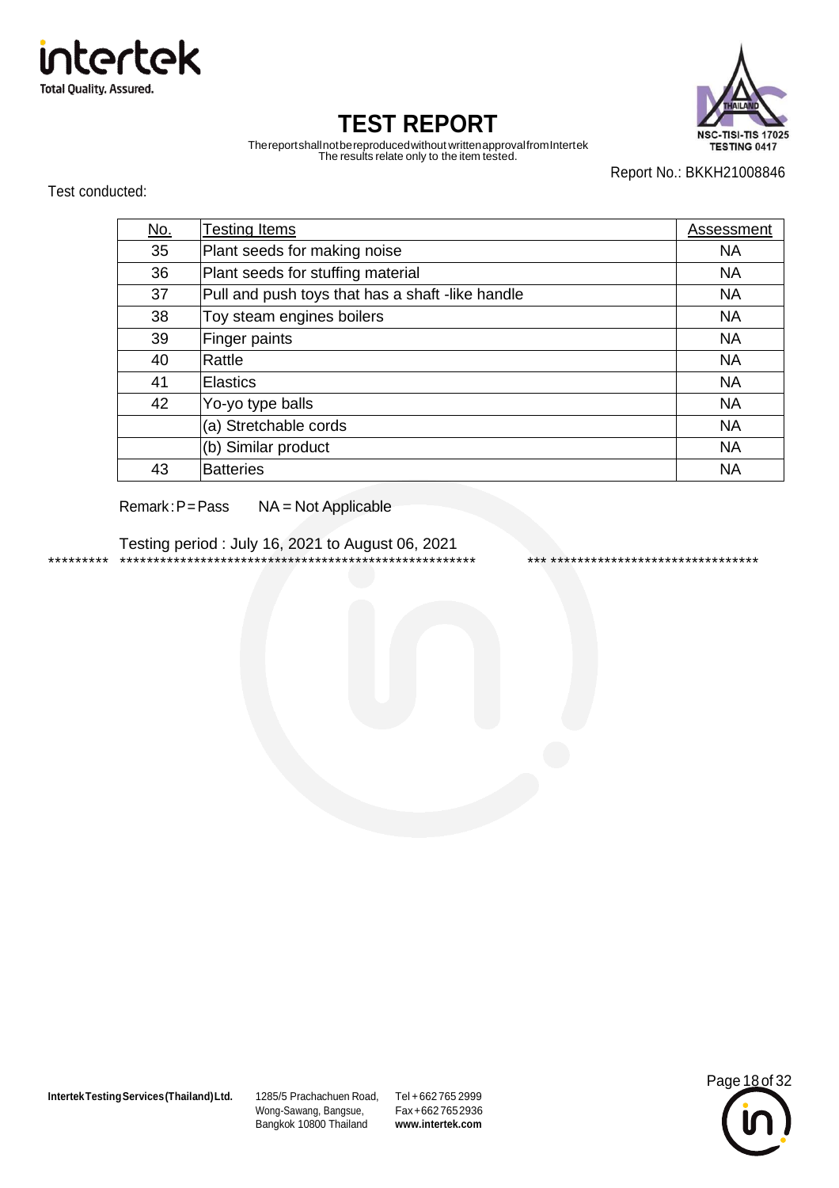# TEST REPORT

The report shall not be reproduced without written approval from Intertek
The results relate only to the item tested.

Report No.: BKKH21008846

Test conducted:

| No. | Testing Items | Assessment |
|---|---|---|
| 35 | Plant seeds for making noise | NA |
| 36 | Plant seeds for stuffing material | NA |
| 37 | Pull and push toys that has a shaft -like handle | NA |
| 38 | Toy steam engines boilers | NA |
| 39 | Finger paints | NA |
| 40 | Rattle | NA |
| 41 | Elastics | NA |
| 42 | Yo-yo type balls | NA |
| | (a) Stretchable cords | NA |
| | (b) Similar product | NA |
| 43 | Batteries | NA |

Remark : P = Pass NA = Not Applicable

Testing period : July 16, 2021 to August 06, 2021

********* ******************************************************* *** ********************************

**Intertek Testing Services (Thailand) Ltd.** 1285/5 Prachachuen Road, Wong-Sawang, Bangsue, Bangkok 10800 Thailand Tel + 662 765 2999 Fax + 662 765 2936 **www.intertek.com**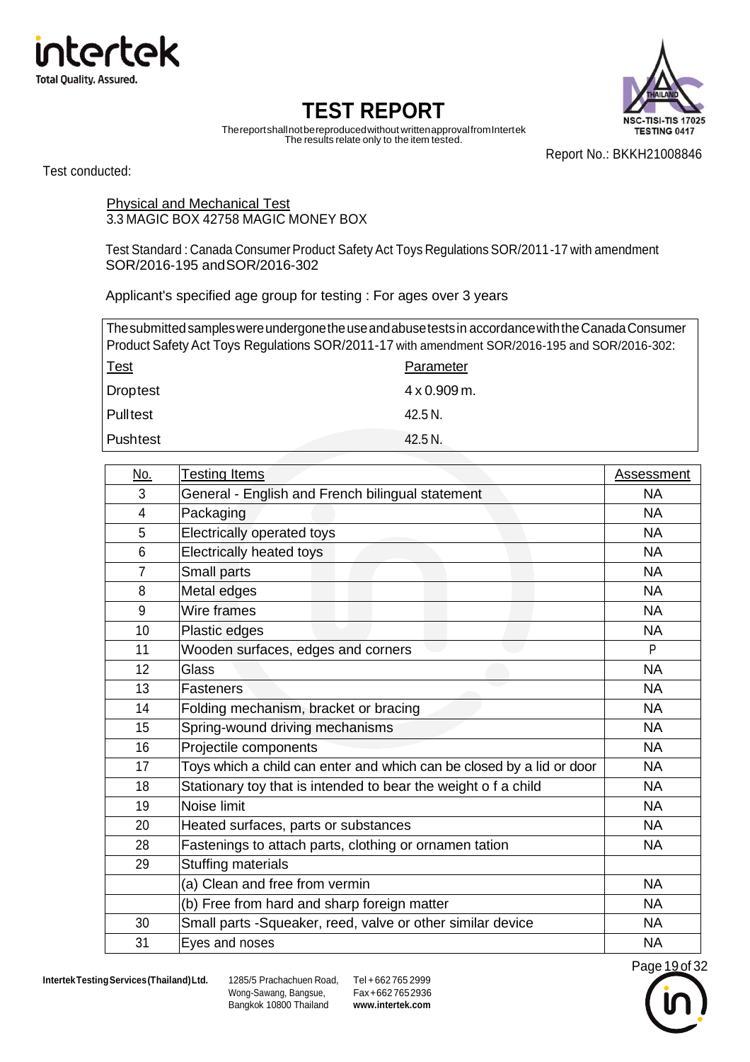# TEST REPORT

The report shall not be reproduced without written approval from Intertek
The results relate only to the item tested.

Report No.: BKKH21008846

Test conducted:

Physical and Mechanical Test
3.3 MAGIC BOX 42758 MAGIC MONEY BOX

Test Standard : Canada Consumer Product Safety Act Toys Regulations SOR/2011-17 with amendment SOR/2016-195 and SOR/2016-302

Applicant's specified age group for testing : For ages over 3 years

The submitted samples were undergone the use and abuse tests in accordance with the Canada Consumer Product Safety Act Toys Regulations SOR/2011-17 with amendment SOR/2016-195 and SOR/2016-302:

| Test | Parameter |
|---|---|
| Drop test | 4 x 0.909 m. |
| Pull test | 42.5 N. |
| Push test | 42.5 N. |

| No. | Testing Items | Assessment |
|---|---|---|
| 3 | General - English and French bilingual statement | NA |
| 4 | Packaging | NA |
| 5 | Electrically operated toys | NA |
| 6 | Electrically heated toys | NA |
| 7 | Small parts | NA |
| 8 | Metal edges | NA |
| 9 | Wire frames | NA |
| 10 | Plastic edges | NA |
| 11 | Wooden surfaces, edges and corners | P |
| 12 | Glass | NA |
| 13 | Fasteners | NA |
| 14 | Folding mechanism, bracket or bracing | NA |
| 15 | Spring-wound driving mechanisms | NA |
| 16 | Projectile components | NA |
| 17 | Toys which a child can enter and which can be closed by a lid or door | NA |
| 18 | Stationary toy that is intended to bear the weight o f a child | NA |
| 19 | Noise limit | NA |
| 20 | Heated surfaces, parts or substances | NA |
| 28 | Fastenings to attach parts, clothing or ornamen tation | NA |
| 29 | Stuffing materials | |
| | (a) Clean and free from vermin | NA |
| | (b) Free from hard and sharp foreign matter | NA |
| 30 | Small parts -Squeaker, reed, valve or other similar device | NA |
| 31 | Eyes and noses | NA |

Intertek Testing Services (Thailand) Ltd. 1285/5 Prachachuen Road, Wong-Sawang, Bangsue, Bangkok 10800 Thailand Tel +662 765 2999 Fax +662 765 2936 www.intertek.com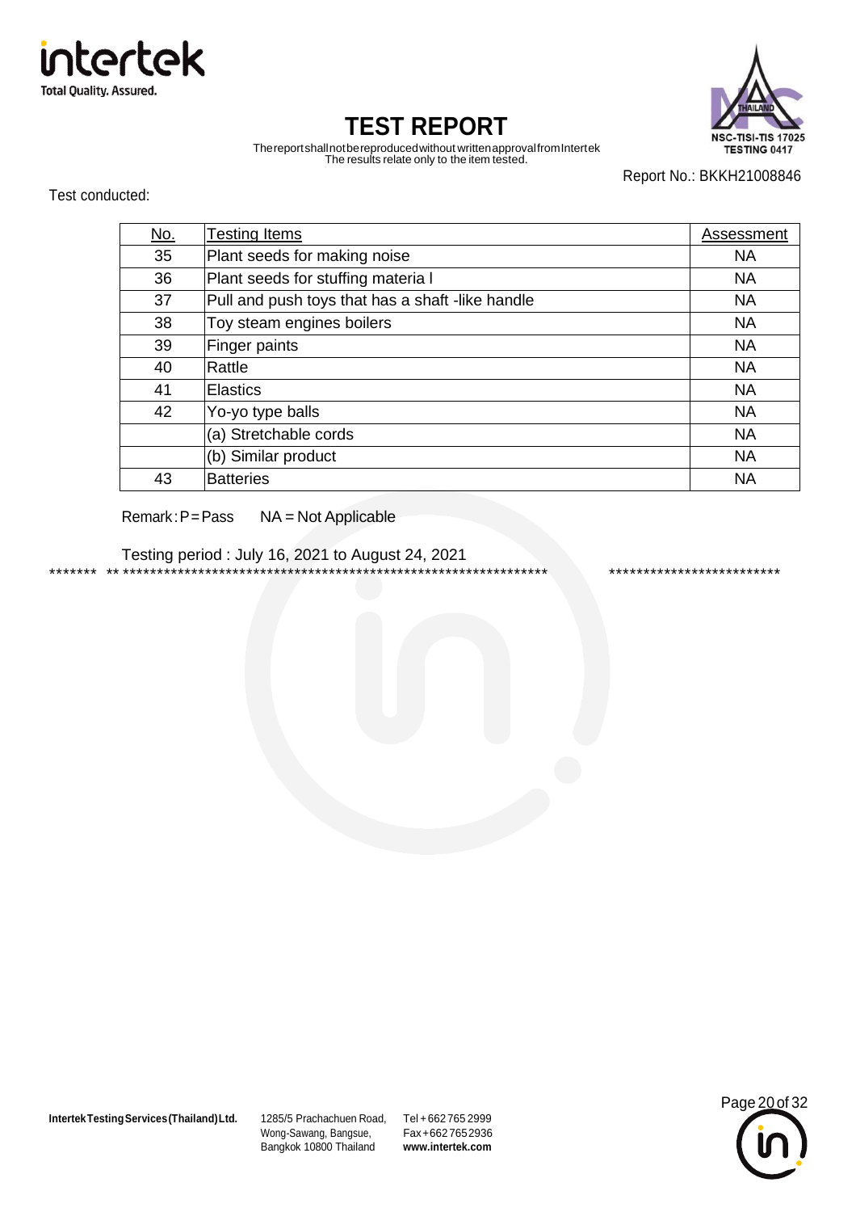# TEST REPORT

The report shall not be reproduced without written approval from Intertek
The results relate only to the item tested.

Report No.: BKKH21008846

Test conducted:

| No. | Testing Items | Assessment |
|---|---|---|
| 35 | Plant seeds for making noise | NA |
| 36 | Plant seeds for stuffing materia l | NA |
| 37 | Pull and push toys that has a shaft -like handle | NA |
| 38 | Toy steam engines boilers | NA |
| 39 | Finger paints | NA |
| 40 | Rattle | NA |
| 41 | Elastics | NA |
| 42 | Yo-yo type balls | NA |
| | (a) Stretchable cords | NA |
| | (b) Similar product | NA |
| 43 | Batteries | NA |

Remark : P = Pass NA = Not Applicable

Testing period : July 16, 2021 to August 24, 2021

******* ** **************************************************************** *************************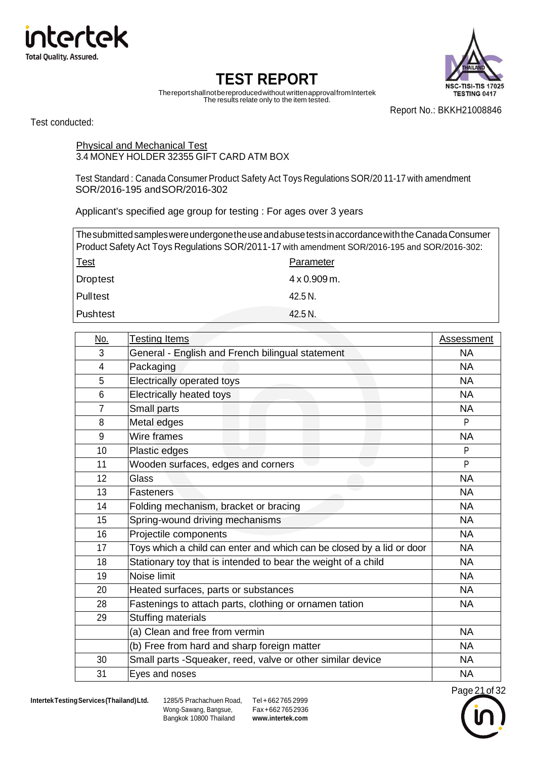Test conducted:

Physical and Mechanical Test
3.4 MONEY HOLDER 32355 GIFT CARD ATM BOX

Test Standard : Canada Consumer Product Safety Act Toys Regulations SOR/2011-17 with amendment SOR/2016-195 and SOR/2016-302

Applicant's specified age group for testing : For ages over 3 years

The submitted samples were undergone the use and abuse tests in accordance with the Canada Consumer Product Safety Act Toys Regulations SOR/2011-17 with amendment SOR/2016-195 and SOR/2016-302:

| Test | Parameter |
|---|---|
| Drop test | 4 x 0.909 m. |
| Pull test | 42.5 N. |
| Push test | 42.5 N. |

| No. | Testing Items | Assessment |
|---|---|---|
| 3 | General - English and French bilingual statement | NA |
| 4 | Packaging | NA |
| 5 | Electrically operated toys | NA |
| 6 | Electrically heated toys | NA |
| 7 | Small parts | NA |
| 8 | Metal edges | P |
| 9 | Wire frames | NA |
| 10 | Plastic edges | P |
| 11 | Wooden surfaces, edges and corners | P |
| 12 | Glass | NA |
| 13 | Fasteners | NA |
| 14 | Folding mechanism, bracket or bracing | NA |
| 15 | Spring-wound driving mechanisms | NA |
| 16 | Projectile components | NA |
| 17 | Toys which a child can enter and which can be closed by a lid or door | NA |
| 18 | Stationary toy that is intended to bear the weight of a child | NA |
| 19 | Noise limit | NA |
| 20 | Heated surfaces, parts or substances | NA |
| 28 | Fastenings to attach parts, clothing or ornamen tation | NA |
| 29 | Stuffing materials | |
| | (a) Clean and free from vermin | NA |
| | (b) Free from hard and sharp foreign matter | NA |
| 30 | Small parts -Squeaker, reed, valve or other similar device | NA |
| 31 | Eyes and noses | NA |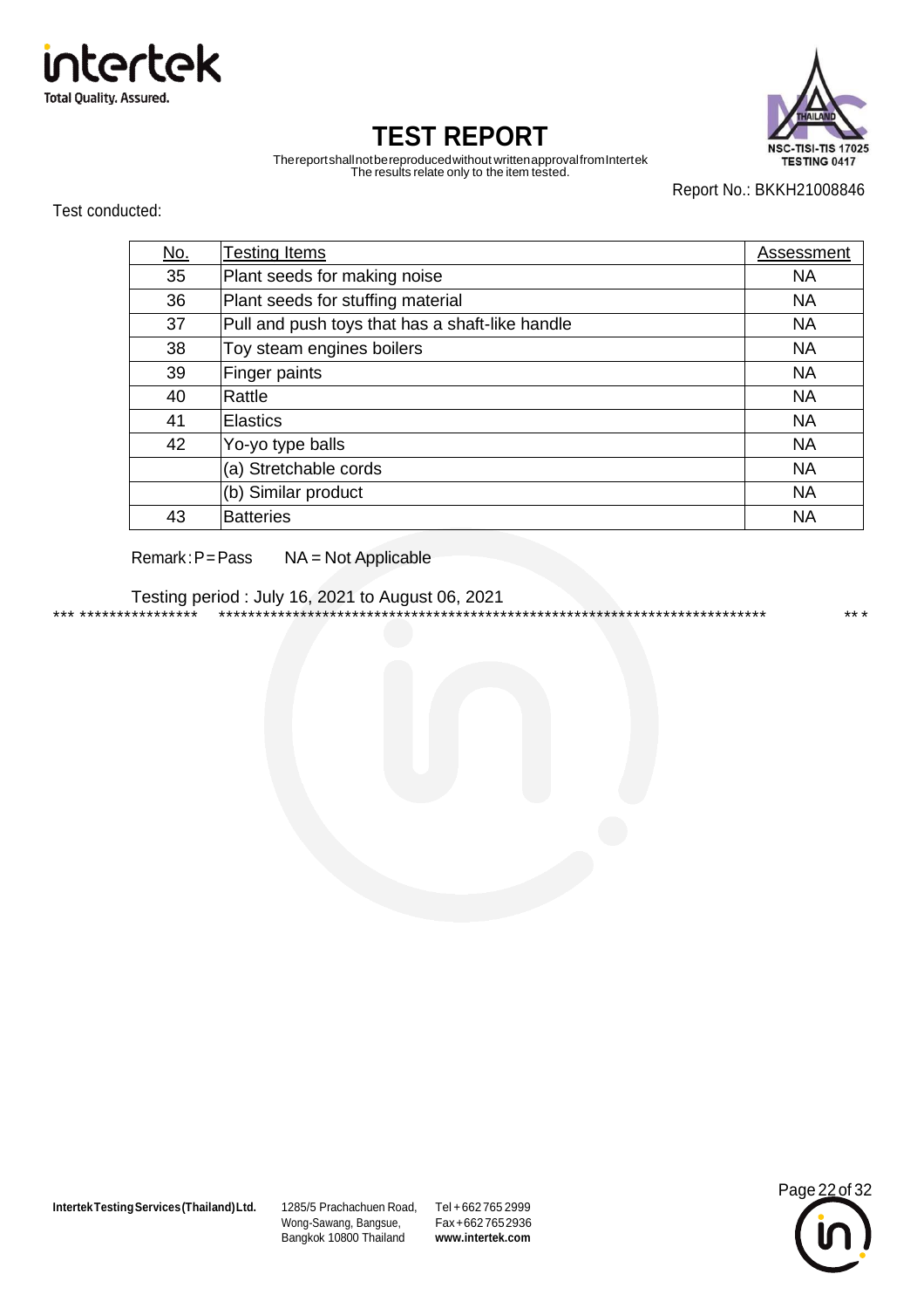# TEST REPORT

The report shall not be reproduced without written approval from Intertek
The results relate only to the item tested.

Report No.: BKKH21008846

Test conducted:

| No. | Testing Items | Assessment |
|---|---|---|
| 35 | Plant seeds for making noise | NA |
| 36 | Plant seeds for stuffing material | NA |
| 37 | Pull and push toys that has a shaft-like handle | NA |
| 38 | Toy steam engines boilers | NA |
| 39 | Finger paints | NA |
| 40 | Rattle | NA |
| 41 | Elastics | NA |
| 42 | Yo-yo type balls | NA |
| | (a) Stretchable cords | NA |
| | (b) Similar product | NA |
| 43 | Batteries | NA |

Remark : P = Pass     NA = Not Applicable

Testing period : July 16, 2021 to August 06, 2021

*** ****************  ***************************************************************************  ** *

**Intertek Testing Services (Thailand) Ltd.** 1285/5 Prachachuen Road, Wong-Sawang, Bangsue, Bangkok 10800 Thailand  Tel + 662 765 2999  Fax + 662 765 2936  **www.intertek.com**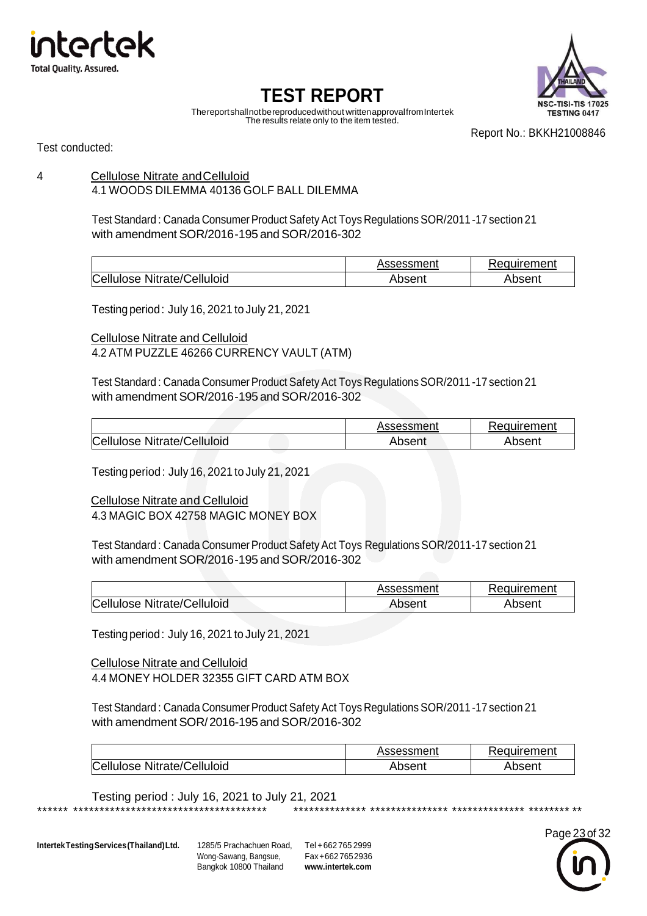# TEST REPORT

The report shall not be reproduced without written approval from Intertek
The results relate only to the item tested.

Report No.: BKKH21008846

Test conducted:

4 Cellulose Nitrate and Celluloid

4.1 WOODS DILEMMA 40136 GOLF BALL DILEMMA

Test Standard : Canada Consumer Product Safety Act Toys Regulations SOR/2011-17 section 21 with amendment SOR/2016-195 and SOR/2016-302

| | Assessment | Requirement |
|---|---|---|
| Cellulose Nitrate/Celluloid | Absent | Absent |

Testing period : July 16, 2021 to July 21, 2021

Cellulose Nitrate and Celluloid

4.2 ATM PUZZLE 46266 CURRENCY VAULT (ATM)

Test Standard : Canada Consumer Product Safety Act Toys Regulations SOR/2011-17 section 21 with amendment SOR/2016-195 and SOR/2016-302

| | Assessment | Requirement |
|---|---|---|
| Cellulose Nitrate/Celluloid | Absent | Absent |

Testing period : July 16, 2021 to July 21, 2021

Cellulose Nitrate and Celluloid

4.3 MAGIC BOX 42758 MAGIC MONEY BOX

Test Standard : Canada Consumer Product Safety Act Toys Regulations SOR/2011-17 section 21 with amendment SOR/2016-195 and SOR/2016-302

| | Assessment | Requirement |
|---|---|---|
| Cellulose Nitrate/Celluloid | Absent | Absent |

Testing period : July 16, 2021 to July 21, 2021

Cellulose Nitrate and Celluloid

4.4 MONEY HOLDER 32355 GIFT CARD ATM BOX

Test Standard : Canada Consumer Product Safety Act Toys Regulations SOR/2011-17 section 21 with amendment SOR/ 2016-195 and SOR/2016-302

| | Assessment | Requirement |
|---|---|---|
| Cellulose Nitrate/Celluloid | Absent | Absent |

Testing period : July 16, 2021 to July 21, 2021

****** ************************************** ************** *************** ************** ******** **

Intertek Testing Services (Thailand) Ltd. 1285/5 Prachachuen Road, Wong-Sawang, Bangsue, Bangkok 10800 Thailand Tel +662 765 2999 Fax +662 765 2936 www.intertek.com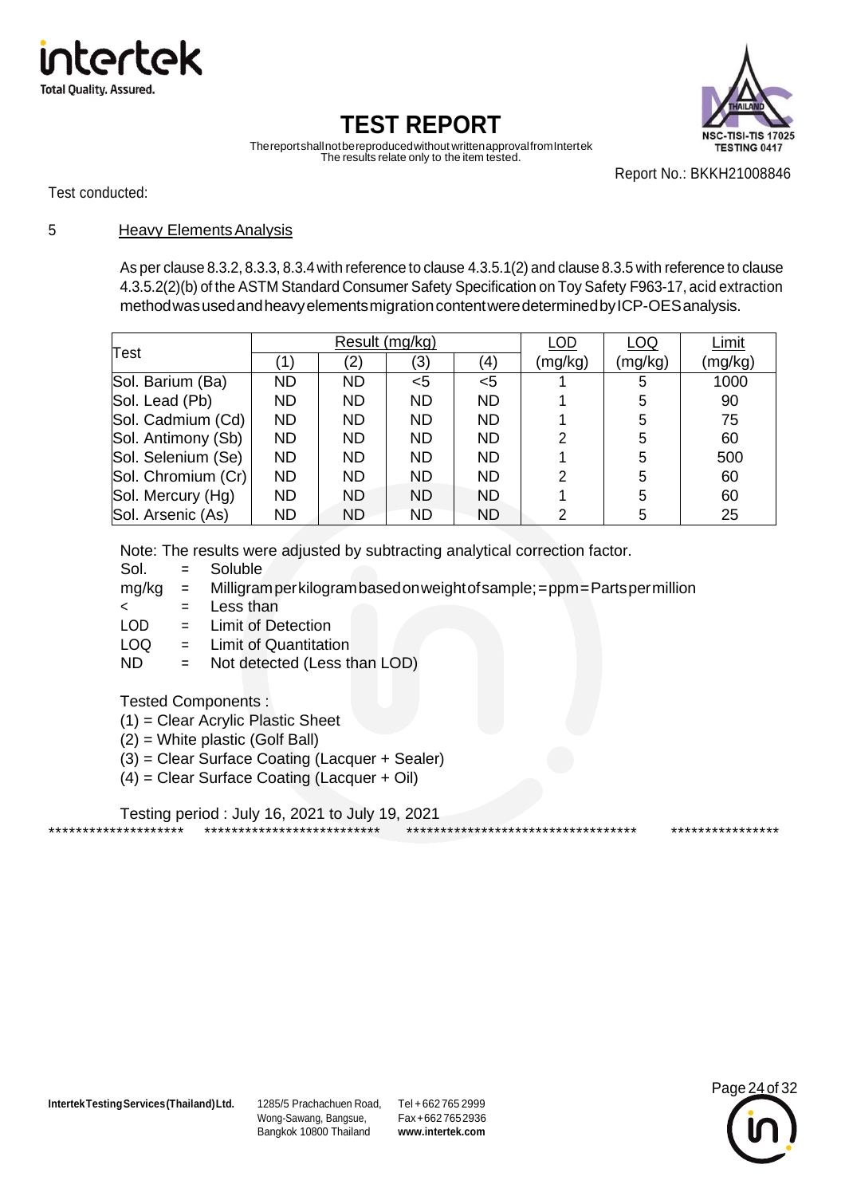# TEST REPORT

The report shall not be reproduced without written approval from Intertek
The results relate only to the item tested.

Report No.: BKKH21008846

Test conducted:

## 5 Heavy Elements Analysis

As per clause 8.3.2, 8.3.3, 8.3.4 with reference to clause 4.3.5.1(2) and clause 8.3.5 with reference to clause 4.3.5.2(2)(b) of the ASTM Standard Consumer Safety Specification on Toy Safety F963-17, acid extraction method was used and heavy elements migration content were determined by ICP-OES analysis.

| Test | Result (mg/kg) | | | | LOD | LOQ | Limit |
|---|---|---|---|---|---|---|---|
| | (1) | (2) | (3) | (4) | (mg/kg) | (mg/kg) | (mg/kg) |
| Sol. Barium (Ba) | ND | ND | <5 | <5 | 1 | 5 | 1000 |
| Sol. Lead (Pb) | ND | ND | ND | ND | 1 | 5 | 90 |
| Sol. Cadmium (Cd) | ND | ND | ND | ND | 1 | 5 | 75 |
| Sol. Antimony (Sb) | ND | ND | ND | ND | 2 | 5 | 60 |
| Sol. Selenium (Se) | ND | ND | ND | ND | 1 | 5 | 500 |
| Sol. Chromium (Cr) | ND | ND | ND | ND | 2 | 5 | 60 |
| Sol. Mercury (Hg) | ND | ND | ND | ND | 1 | 5 | 60 |
| Sol. Arsenic (As) | ND | ND | ND | ND | 2 | 5 | 25 |

Note: The results were adjusted by subtracting analytical correction factor.

- Sol. = Soluble
- mg/kg = Milligram per kilogram based on weight of sample; = ppm = Parts per million
- < = Less than
- LOD = Limit of Detection
- LOQ = Limit of Quantitation
- ND = Not detected (Less than LOD)

Tested Components :

(1) = Clear Acrylic Plastic Sheet
(2) = White plastic (Golf Ball)
(3) = Clear Surface Coating (Lacquer + Sealer)
(4) = Clear Surface Coating (Lacquer + Oil)

Testing period : July 16, 2021 to July 19, 2021

******************** ************************** *********************************** ****************

**Intertek Testing Services (Thailand) Ltd.** 1285/5 Prachachuen Road, Wong-Sawang, Bangsue, Bangkok 10800 Thailand Tel +662 765 2999 Fax +662 765 2936 **www.intertek.com**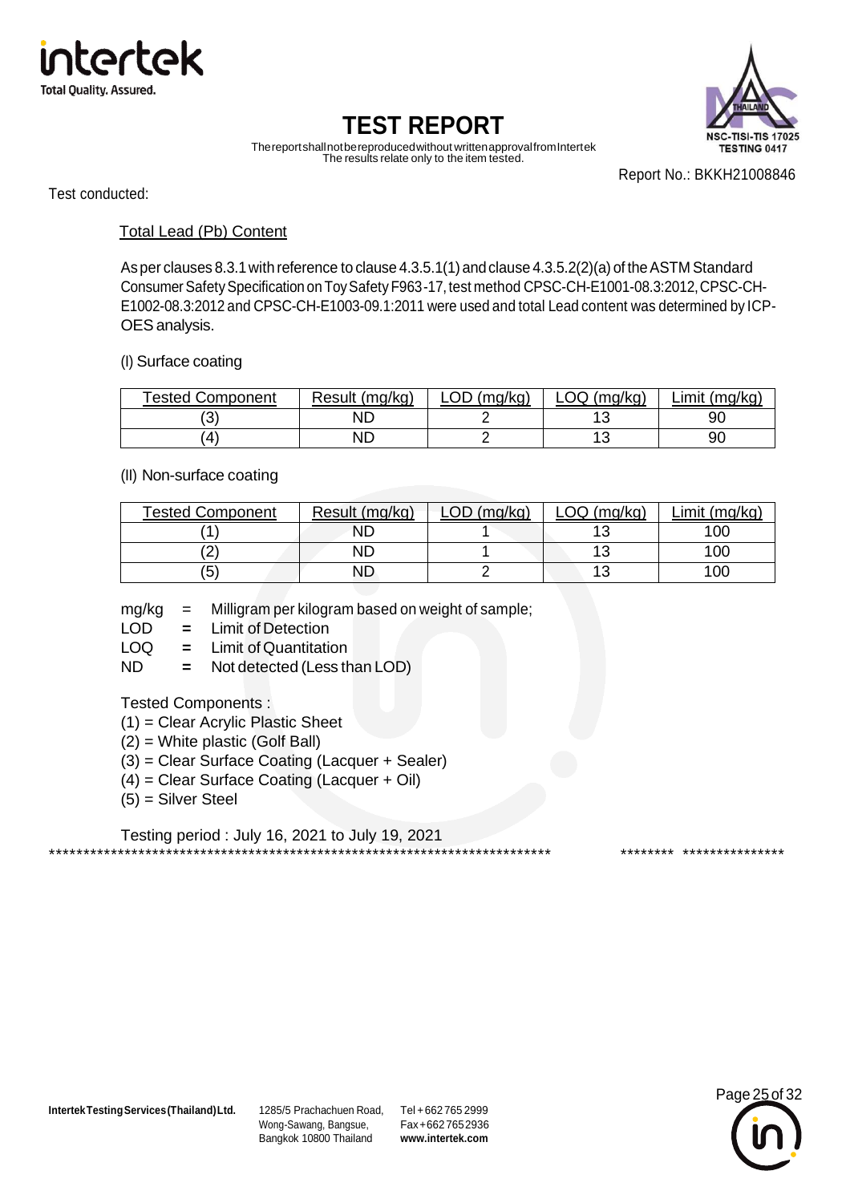# TEST REPORT

The report shall not be reproduced without written approval from Intertek
The results relate only to the item tested.

Report No.: BKKH21008846

Test conducted:

Total Lead (Pb) Content

As per clauses 8.3.1 with reference to clause 4.3.5.1(1) and clause 4.3.5.2(2)(a) of the ASTM Standard Consumer Safety Specification on Toy Safety F963-17, test method CPSC-CH-E1001-08.3:2012, CPSC-CH-E1002-08.3:2012 and CPSC-CH-E1003-09.1:2011 were used and total Lead content was determined by ICP-OES analysis.

(I) Surface coating

| Tested Component | Result (mg/kg) | LOD (mg/kg) | LOQ (mg/kg) | Limit (mg/kg) |
|---|---|---|---|---|
| (3) | ND | 2 | 13 | 90 |
| (4) | ND | 2 | 13 | 90 |

(II) Non-surface coating

| Tested Component | Result (mg/kg) | LOD (mg/kg) | LOQ (mg/kg) | Limit (mg/kg) |
|---|---|---|---|---|
| (1) | ND | 1 | 13 | 100 |
| (2) | ND | 1 | 13 | 100 |
| (5) | ND | 2 | 13 | 100 |

mg/kg = Milligram per kilogram based on weight of sample;
LOD = Limit of Detection
LOQ = Limit of Quantitation
ND = Not detected (Less than LOD)

Tested Components :
(1) = Clear Acrylic Plastic Sheet
(2) = White plastic (Golf Ball)
(3) = Clear Surface Coating (Lacquer + Sealer)
(4) = Clear Surface Coating (Lacquer + Oil)
(5) = Silver Steel

Testing period : July 16, 2021 to July 19, 2021

*************************************************************************** ******** ***************

Intertek Testing Services (Thailand) Ltd. 1285/5 Prachachuen Road, Wong-Sawang, Bangsue, Bangkok 10800 Thailand Tel +662 765 2999 Fax +662 765 2936 www.intertek.com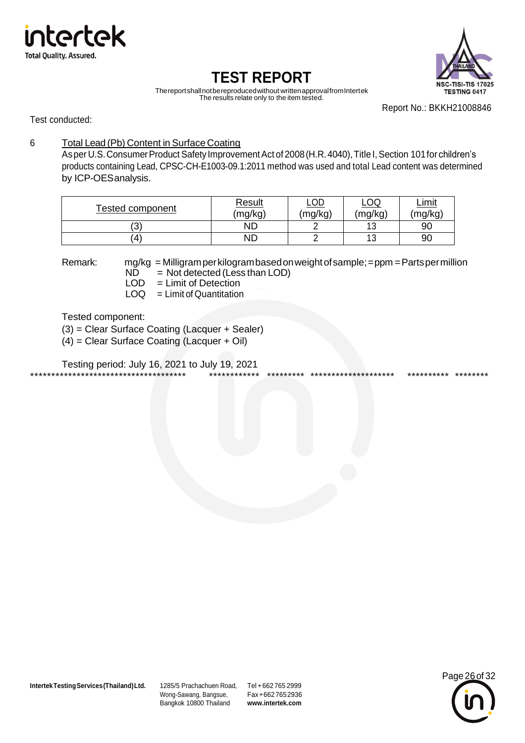Report No.: BKKH21008846

Test conducted:

6 Total Lead (Pb) Content in Surface Coating

As per U.S. Consumer Product Safety Improvement Act of 2008 (H.R. 4040), Title I, Section 101 for children's products containing Lead, CPSC-CH-E1003-09.1:2011 method was used and total Lead content was determined by ICP-OES analysis.

| Tested component | Result (mg/kg) | LOD (mg/kg) | LOQ (mg/kg) | Limit (mg/kg) |
|---|---|---|---|---|
| (3) | ND | 2 | 13 | 90 |
| (4) | ND | 2 | 13 | 90 |

Remark: mg/kg = Milligram per kilogram based on weight of sample; = ppm = Parts per million
ND = Not detected (Less than LOD)
LOD = Limit of Detection
LOQ = Limit of Quantitation

Tested component:
(3) = Clear Surface Coating (Lacquer + Sealer)
(4) = Clear Surface Coating (Lacquer + Oil)

Testing period: July 16, 2021 to July 19, 2021

************************************** ************ ********* ******************** ********** ********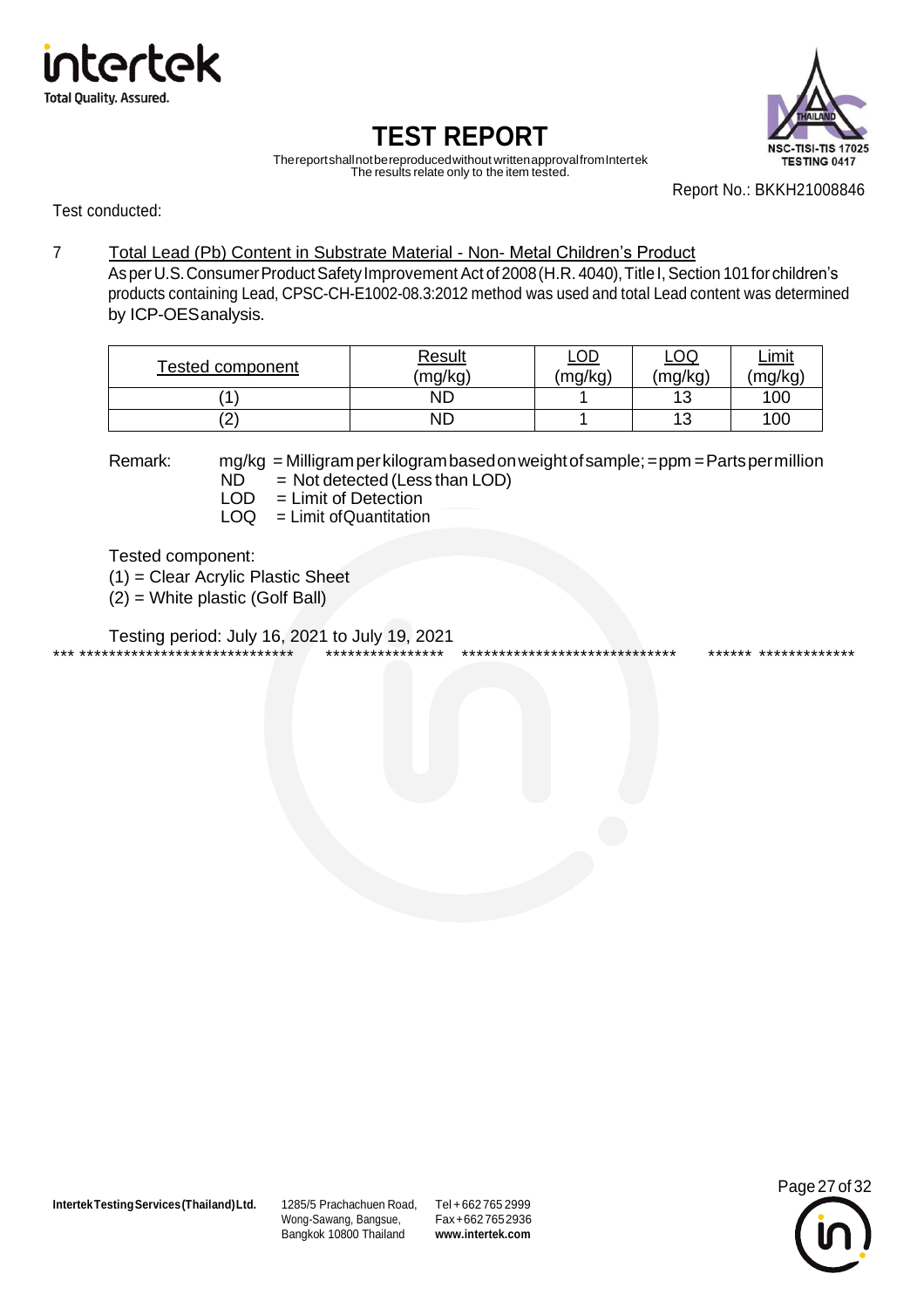# TEST REPORT

The report shall not be reproduced without written approval from Intertek
The results relate only to the item tested.

Report No.: BKKH21008846

Test conducted:

7 Total Lead (Pb) Content in Substrate Material - Non- Metal Children's Product

As per U.S. Consumer Product Safety Improvement Act of 2008 (H.R. 4040), Title I, Section 101 for children's products containing Lead, CPSC-CH-E1002-08.3:2012 method was used and total Lead content was determined by ICP-OES analysis.

| Tested component | Result (mg/kg) | LOD (mg/kg) | LOQ (mg/kg) | Limit (mg/kg) |
|---|---|---|---|---|
| (1) | ND | 1 | 13 | 100 |
| (2) | ND | 1 | 13 | 100 |

Remark: mg/kg = Milligram per kilogram based on weight of sample; = ppm = Parts per million
ND = Not detected (Less than LOD)
LOD = Limit of Detection
LOQ = Limit of Quantitation

Tested component:
(1) = Clear Acrylic Plastic Sheet
(2) = White plastic (Golf Ball)

Testing period: July 16, 2021 to July 19, 2021

*** ****************************** **************** ***************************** ****** *************

**Intertek Testing Services (Thailand) Ltd.** 1285/5 Prachachuen Road, Wong-Sawang, Bangsue, Bangkok 10800 Thailand Tel +662 765 2999 Fax +662 765 2936 **www.intertek.com**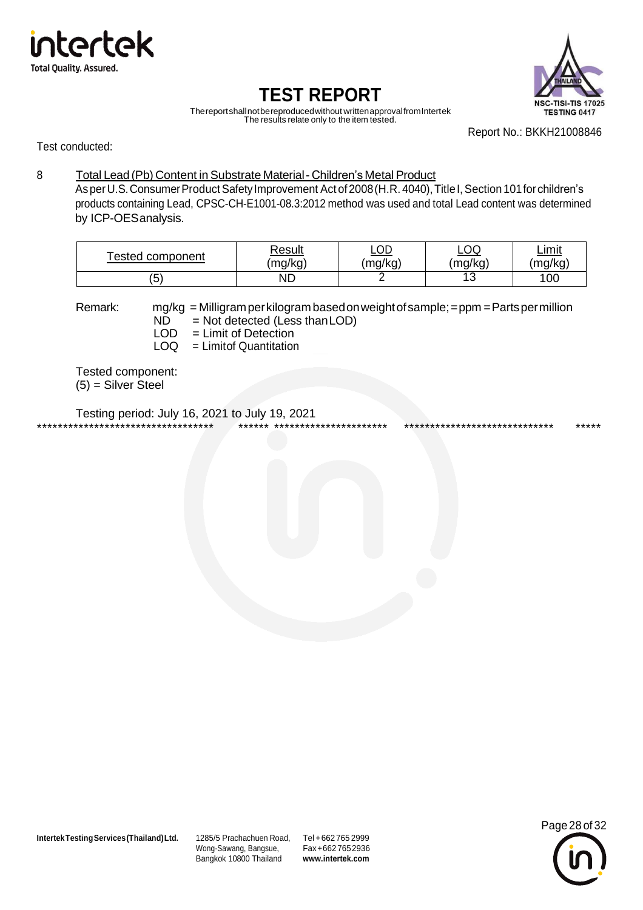# TEST REPORT

The report shall not be reproduced without written approval from Intertek
The results relate only to the item tested.

Report No.: BKKH21008846

Test conducted:

8 Total Lead (Pb) Content in Substrate Material - Children's Metal Product

As per U.S. Consumer Product Safety Improvement Act of 2008 (H.R. 4040), Title I, Section 101 for children's products containing Lead, CPSC-CH-E1001-08.3:2012 method was used and total Lead content was determined by ICP-OES analysis.

| Tested component | Result (mg/kg) | LOD (mg/kg) | LOQ (mg/kg) | Limit (mg/kg) |
|---|---|---|---|---|
| (5) | ND | 2 | 13 | 100 |

Remark: mg/kg = Milligram per kilogram based on weight of sample; = ppm = Parts per million
ND = Not detected (Less than LOD)
LOD = Limit of Detection
LOQ = Limit of Quantitation

Tested component:
(5) = Silver Steel

Testing period: July 16, 2021 to July 19, 2021

*********************************** ****** ********************** ***************************** *****

**Intertek Testing Services (Thailand) Ltd.** 1285/5 Prachachuen Road, Wong-Sawang, Bangsue, Bangkok 10800 Thailand Tel +662 765 2999 Fax +662 765 2936 **www.intertek.com**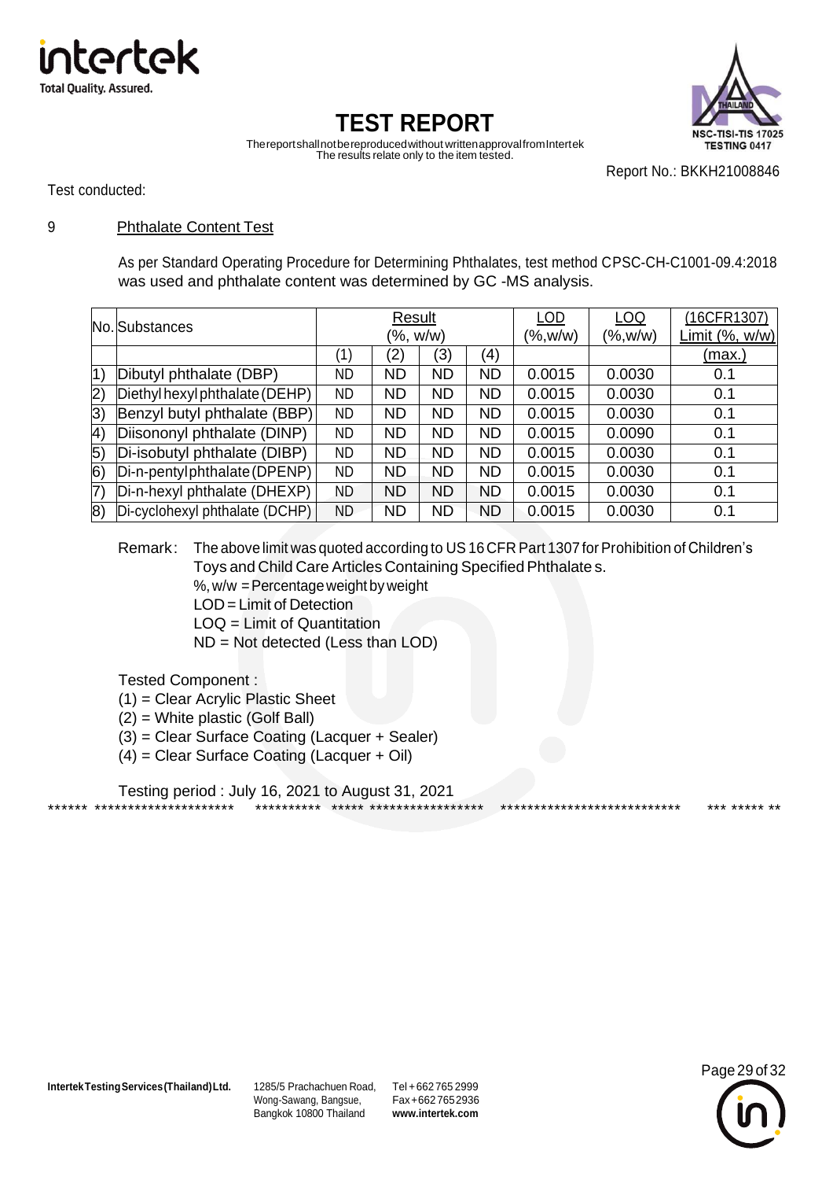Report No.: BKKH21008846

Test conducted:

## 9 Phthalate Content Test

As per Standard Operating Procedure for Determining Phthalates, test method CPSC-CH-C1001-09.4:2018 was used and phthalate content was determined by GC -MS analysis.

| No. | Substances | Result (%, w/w) | | | | LOD (%,w/w) | LOQ (%,w/w) | (16CFR1307) Limit (%, w/w) |
|---|---|---|---|---|---|---|---|---|
| | | (1) | (2) | (3) | (4) | | | (max.) |
| 1) | Dibutyl phthalate (DBP) | ND | ND | ND | ND | 0.0015 | 0.0030 | 0.1 |
| 2) | Diethyl hexyl phthalate (DEHP) | ND | ND | ND | ND | 0.0015 | 0.0030 | 0.1 |
| 3) | Benzyl butyl phthalate (BBP) | ND | ND | ND | ND | 0.0015 | 0.0030 | 0.1 |
| 4) | Diisononyl phthalate (DINP) | ND | ND | ND | ND | 0.0015 | 0.0090 | 0.1 |
| 5) | Di-isobutyl phthalate (DIBP) | ND | ND | ND | ND | 0.0015 | 0.0030 | 0.1 |
| 6) | Di-n-pentyl phthalate (DPENP) | ND | ND | ND | ND | 0.0015 | 0.0030 | 0.1 |
| 7) | Di-n-hexyl phthalate (DHEXP) | ND | ND | ND | ND | 0.0015 | 0.0030 | 0.1 |
| 8) | Di-cyclohexyl phthalate (DCHP) | ND | ND | ND | ND | 0.0015 | 0.0030 | 0.1 |

Remark: The above limit was quoted according to US 16 CFR Part 1307 for Prohibition of Children's Toys and Child Care Articles Containing Specified Phthalate s.
%, w/w = Percentage weight by weight
LOD = Limit of Detection
LOQ = Limit of Quantitation
ND = Not detected (Less than LOD)

Tested Component :
(1) = Clear Acrylic Plastic Sheet
(2) = White plastic (Golf Ball)
(3) = Clear Surface Coating (Lacquer + Sealer)
(4) = Clear Surface Coating (Lacquer + Oil)

Testing period : July 16, 2021 to August 31, 2021

****** ********************* ********** ***** ***************** *************************** *** ***** **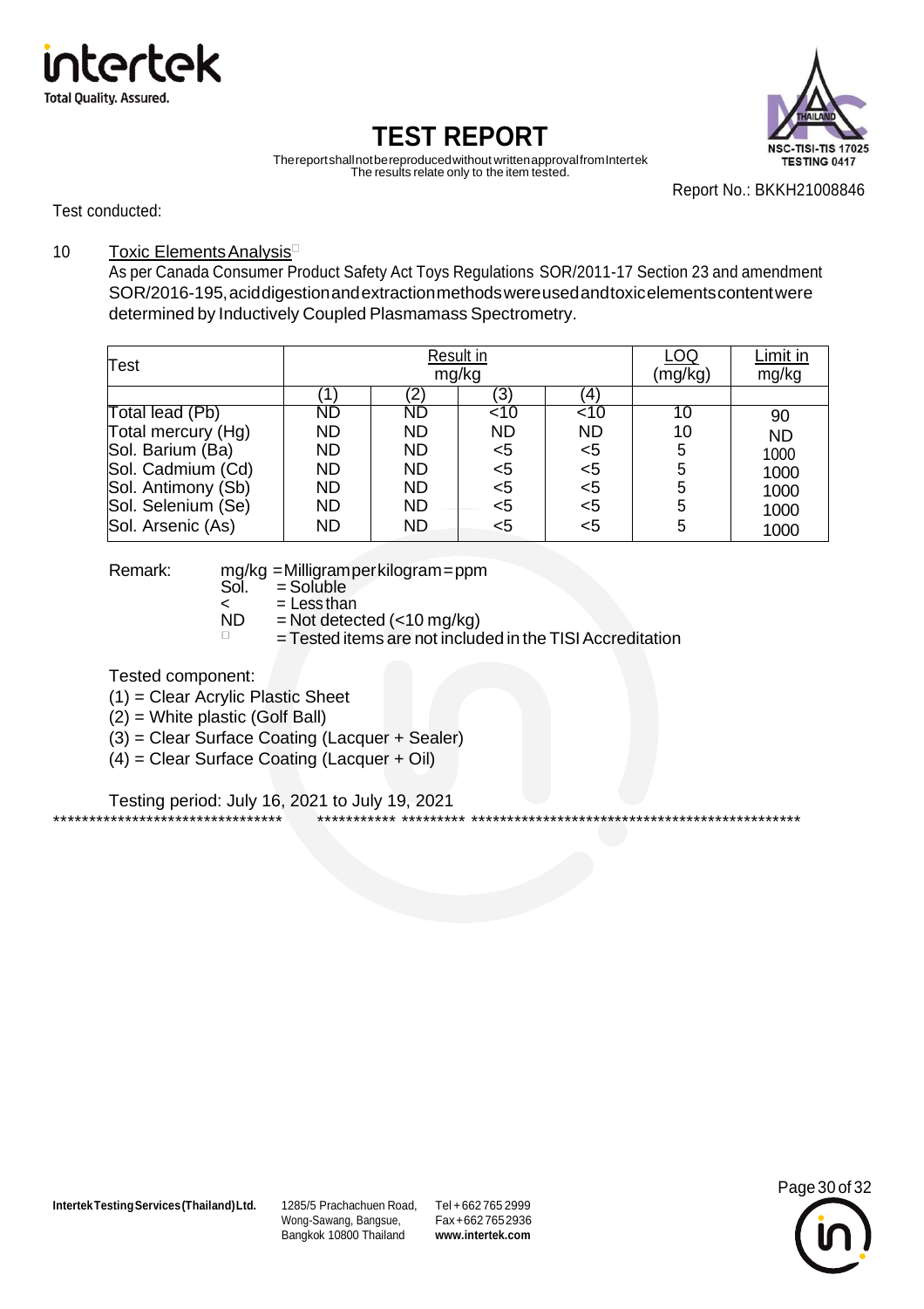# TEST REPORT

The report shall not be reproduced without written approval from Intertek
The results relate only to the item tested.

Report No.: BKKH21008846

Test conducted:

10 Toxic Elements Analysis□

As per Canada Consumer Product Safety Act Toys Regulations SOR/2011-17 Section 23 and amendment SOR/2016-195, acid digestion and extraction methods were used and toxic elements content were determined by Inductively Coupled Plasmamass Spectrometry.

| Test | Result in mg/kg | | | | LOQ (mg/kg) | Limit in mg/kg |
|---|---|---|---|---|---|---|
| | (1) | (2) | (3) | (4) | | |
| Total lead (Pb) | ND | ND | <10 | <10 | 10 | 90 |
| Total mercury (Hg) | ND | ND | ND | ND | 10 | ND |
| Sol. Barium (Ba) | ND | ND | <5 | <5 | 5 | 1000 |
| Sol. Cadmium (Cd) | ND | ND | <5 | <5 | 5 | 1000 |
| Sol. Antimony (Sb) | ND | ND | <5 | <5 | 5 | 1000 |
| Sol. Selenium (Se) | ND | ND | <5 | <5 | 5 | 1000 |
| Sol. Arsenic (As) | ND | ND | <5 | <5 | 5 | 1000 |

Remark:
- mg/kg = Milligram per kilogram = ppm
- Sol. = Soluble
- < = Less than
- ND = Not detected (<10 mg/kg)
- □ = Tested items are not included in the TISI Accreditation

Tested component:
(1) = Clear Acrylic Plastic Sheet
(2) = White plastic (Golf Ball)
(3) = Clear Surface Coating (Lacquer + Sealer)
(4) = Clear Surface Coating (Lacquer + Oil)

Testing period: July 16, 2021 to July 19, 2021

********************************* *********** ********* *************************************************

**Intertek Testing Services (Thailand) Ltd.** 1285/5 Prachachuen Road, Wong-Sawang, Bangsue, Bangkok 10800 Thailand Tel +662 765 2999 Fax +662 765 2936 **www.intertek.com**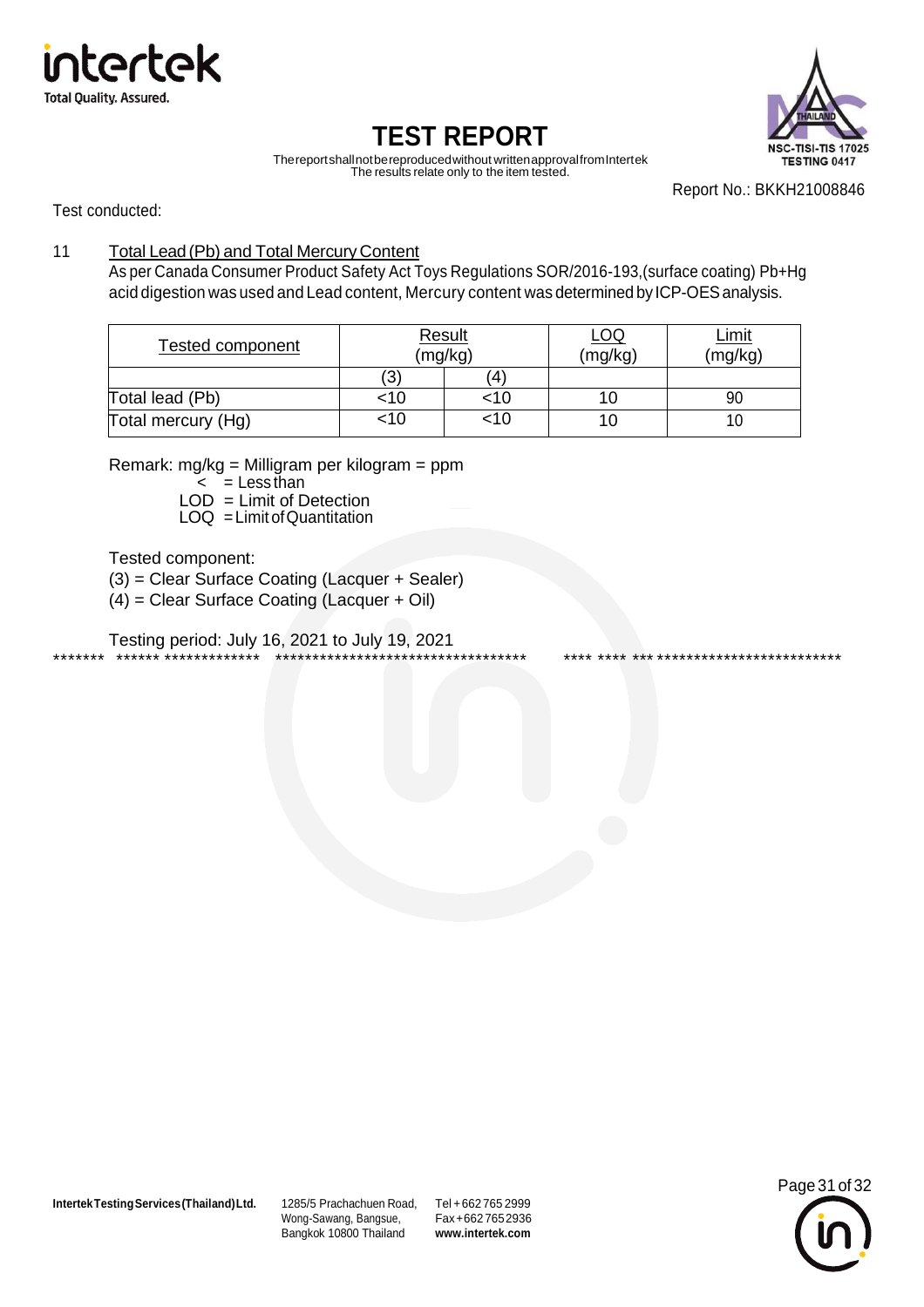# TEST REPORT

The report shall not be reproduced without written approval from Intertek
The results relate only to the item tested.

Report No.: BKKH21008846

Test conducted:

11 Total Lead (Pb) and Total Mercury Content

As per Canada Consumer Product Safety Act Toys Regulations SOR/2016-193,(surface coating) Pb+Hg acid digestion was used and Lead content, Mercury content was determined by ICP-OES analysis.

| Tested component | Result (mg/kg) | | LOQ (mg/kg) | Limit (mg/kg) |
|---|---|---|---|---|
| | (3) | (4) | | |
| Total lead (Pb) | <10 | <10 | 10 | 90 |
| Total mercury (Hg) | <10 | <10 | 10 | 10 |

Remark: mg/kg = Milligram per kilogram = ppm
< = Less than
LOD = Limit of Detection
LOQ = Limit of Quantitation

Tested component:
(3) = Clear Surface Coating (Lacquer + Sealer)
(4) = Clear Surface Coating (Lacquer + Oil)

Testing period: July 16, 2021 to July 19, 2021

******* ****** ************* *********************************** **** **** *** **************************

Intertek Testing Services (Thailand) Ltd. 1285/5 Prachachuen Road, Wong-Sawang, Bangsue, Bangkok 10800 Thailand Tel +662 765 2999 Fax +662 765 2936 www.intertek.com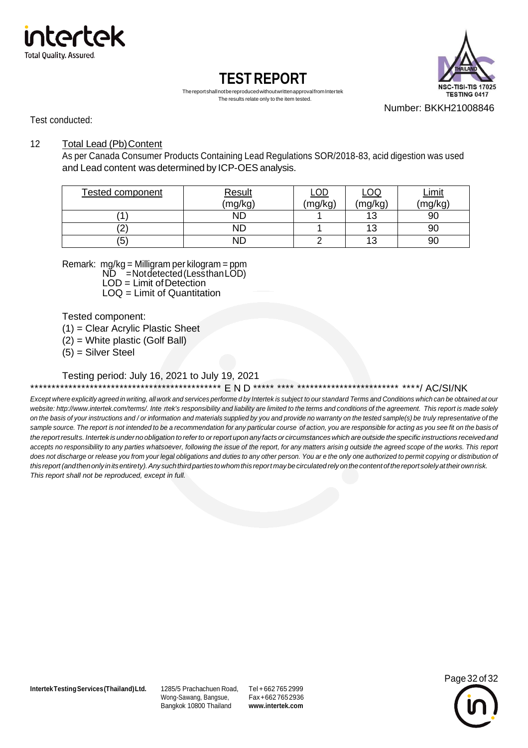# TEST REPORT

The report shall not be reproduced without written approval from Intertek
The results relate only to the item tested.

Number: BKKH21008846

Test conducted:

12 Total Lead (Pb) Content

As per Canada Consumer Products Containing Lead Regulations SOR/2018-83, acid digestion was used and Lead content was determined by ICP-OES analysis.

| Tested component | Result (mg/kg) | LOD (mg/kg) | LOQ (mg/kg) | Limit (mg/kg) |
|---|---|---|---|---|
| (1) | ND | 1 | 13 | 90 |
| (2) | ND | 1 | 13 | 90 |
| (5) | ND | 2 | 13 | 90 |

Remark: mg/kg = Milligram per kilogram = ppm
ND = Not detected (Less than LOD)
LOD = Limit of Detection
LOQ = Limit of Quantitation

Tested component:
(1) = Clear Acrylic Plastic Sheet
(2) = White plastic (Golf Ball)
(5) = Silver Steel

Testing period: July 16, 2021 to July 19, 2021

********************************************* E N D ***** **** ************************ ****/ AC/SI/NK

*Except where explicitly agreed in writing, all work and services performed by Intertek is subject to our standard Terms and Conditions which can be obtained at our website: http://www.intertek.com/terms/. Intertek's responsibility and liability are limited to the terms and conditions of the agreement. This report is made solely on the basis of your instructions and / or information and materials supplied by you and provide no warranty on the tested sample(s) be truly representative of the sample source. The report is not intended to be a recommendation for any particular course of action, you are responsible for acting as you see fit on the basis of the report results. Intertek is under no obligation to refer to or report upon any facts or circumstances which are outside the specific instructions received and accepts no responsibility to any parties whatsoever, following the issue of the report, for any matters arising outside the agreed scope of the works. This report does not discharge or release you from your legal obligations and duties to any other person. You are the only one authorized to permit copying or distribution of this report (and then only in its entirety). Any such third parties to whom this report may be circulated rely on the content of the report solely at their own risk. This report shall not be reproduced, except in full.*

**Intertek Testing Services (Thailand) Ltd.** 1285/5 Prachachuen Road, Wong-Sawang, Bangsue, Bangkok 10800 Thailand Tel +662 765 2999 Fax +662 765 2936 **www.intertek.com**